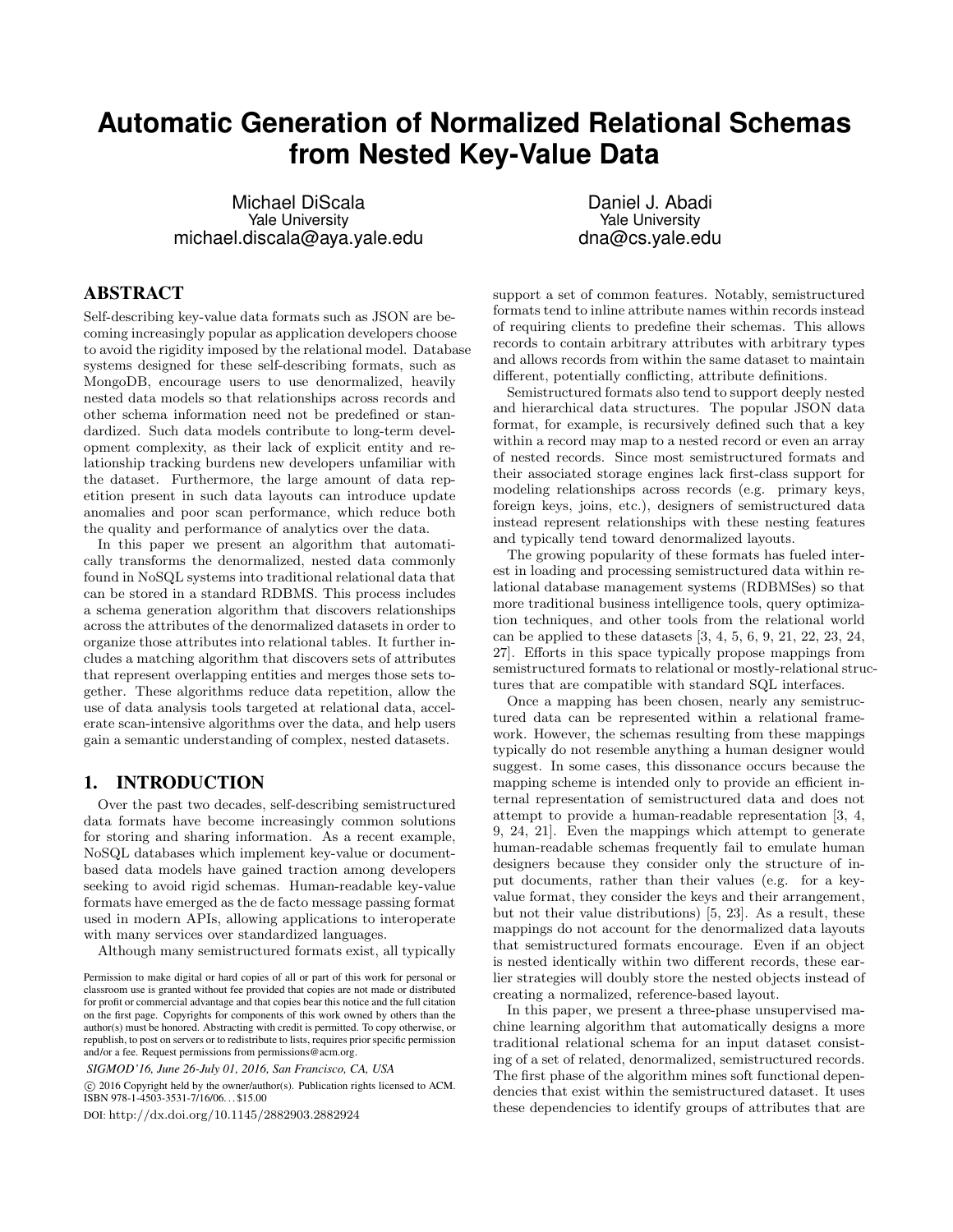# Automatic Generation of Normalized Relational Schemas from Nested Key-Value Data

Michael DiScala
Yale University
michael.discala@aya.yale.edu

Daniel J. Abadi
Yale University
dna@cs.yale.edu

## ABSTRACT

Self-describing key-value data formats such as JSON are becoming increasingly popular as application developers choose to avoid the rigidity imposed by the relational model. Database systems designed for these self-describing formats, such as MongoDB, encourage users to use denormalized, heavily nested data models so that relationships across records and other schema information need not be predefined or standardized. Such data models contribute to long-term development complexity, as their lack of explicit entity and relationship tracking burdens new developers unfamiliar with the dataset. Furthermore, the large amount of data repetition present in such data layouts can introduce update anomalies and poor scan performance, which reduce both the quality and performance of analytics over the data.

In this paper we present an algorithm that automatically transforms the denormalized, nested data commonly found in NoSQL systems into traditional relational data that can be stored in a standard RDBMS. This process includes a schema generation algorithm that discovers relationships across the attributes of the denormalized datasets in order to organize those attributes into relational tables. It further includes a matching algorithm that discovers sets of attributes that represent overlapping entities and merges those sets together. These algorithms reduce data repetition, allow the use of data analysis tools targeted at relational data, accelerate scan-intensive algorithms over the data, and help users gain a semantic understanding of complex, nested datasets.

## 1. INTRODUCTION

Over the past two decades, self-describing semistructured data formats have become increasingly common solutions for storing and sharing information. As a recent example, NoSQL databases which implement key-value or document-based data models have gained traction among developers seeking to avoid rigid schemas. Human-readable key-value formats have emerged as the de facto message passing format used in modern APIs, allowing applications to interoperate with many services over standardized languages.

Although many semistructured formats exist, all typically support a set of common features. Notably, semistructured formats tend to inline attribute names within records instead of requiring clients to predefine their schemas. This allows records to contain arbitrary attributes with arbitrary types and allows records from within the same dataset to maintain different, potentially conflicting, attribute definitions.

Semistructured formats also tend to support deeply nested and hierarchical data structures. The popular JSON data format, for example, is recursively defined such that a key within a record may map to a nested record or even an array of nested records. Since most semistructured formats and their associated storage engines lack first-class support for modeling relationships across records (e.g. primary keys, foreign keys, joins, etc.), designers of semistructured data instead represent relationships with these nesting features and typically tend toward denormalized layouts.

The growing popularity of these formats has fueled interest in loading and processing semistructured data within relational database management systems (RDBMSes) so that more traditional business intelligence tools, query optimization techniques, and other tools from the relational world can be applied to these datasets [3, 4, 5, 6, 9, 21, 22, 23, 24, 27]. Efforts in this space typically propose mappings from semistructured formats to relational or mostly-relational structures that are compatible with standard SQL interfaces.

Once a mapping has been chosen, nearly any semistructured data can be represented within a relational framework. However, the schemas resulting from these mappings typically do not resemble anything a human designer would suggest. In some cases, this dissonance occurs because the mapping scheme is intended only to provide an efficient internal representation of semistructured data and does not attempt to provide a human-readable representation [3, 4, 9, 24, 21]. Even the mappings which attempt to generate human-readable schemas frequently fail to emulate human designers because they consider only the structure of input documents, rather than their values (e.g. for a key-value format, they consider the keys and their arrangement, but not their value distributions) [5, 23]. As a result, these mappings do not account for the denormalized data layouts that semistructured formats encourage. Even if an object is nested identically within two different records, these earlier strategies will doubly store the nested objects instead of creating a normalized, reference-based layout.

In this paper, we present a three-phase unsupervised machine learning algorithm that automatically designs a more traditional relational schema for an input dataset consisting of a set of related, denormalized, semistructured records. The first phase of the algorithm mines soft functional dependencies that exist within the semistructured dataset. It uses these dependencies to identify groups of attributes that are

Permission to make digital or hard copies of all or part of this work for personal or classroom use is granted without fee provided that copies are not made or distributed for profit or commercial advantage and that copies bear this notice and the full citation on the first page. Copyrights for components of this work owned by others than the author(s) must be honored. Abstracting with credit is permitted. To copy otherwise, or republish, to post on servers or to redistribute to lists, requires prior specific permission and/or a fee. Request permissions from permissions@acm.org.

*SIGMOD'16, June 26-July 01, 2016, San Francisco, CA, USA*

© 2016 Copyright held by the owner/author(s). Publication rights licensed to ACM. ISBN 978-1-4503-3531-7/16/06...$15.00

DOI: http://dx.doi.org/10.1145/2882903.2882924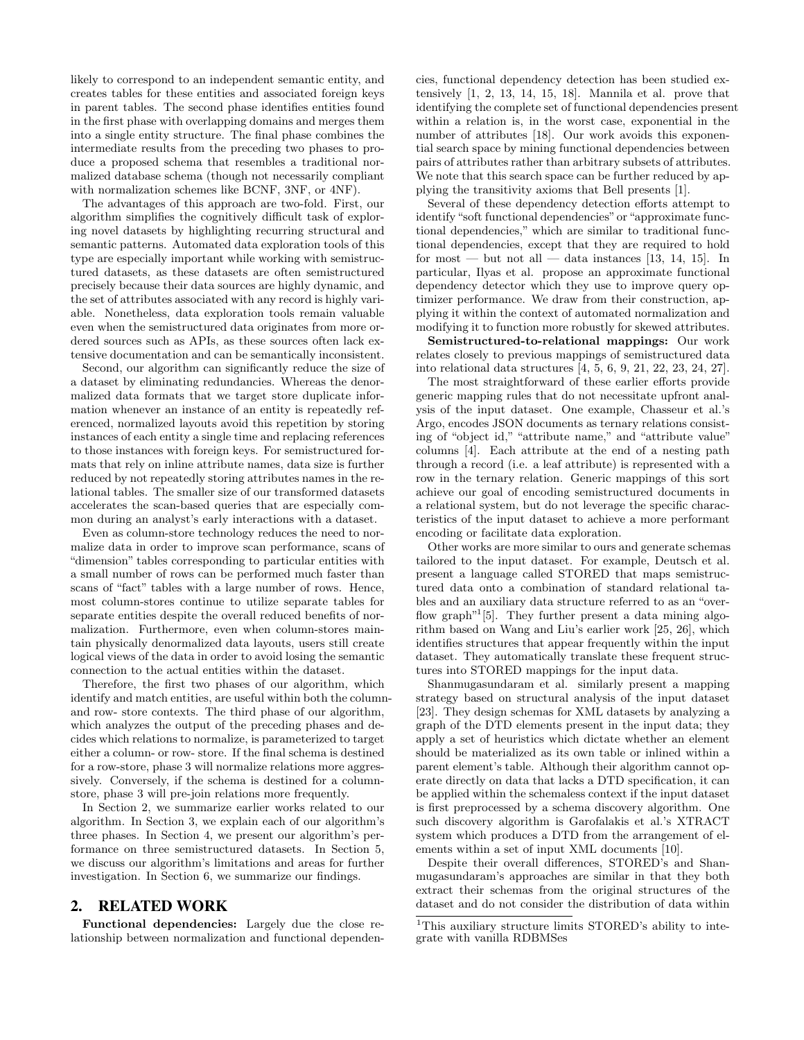likely to correspond to an independent semantic entity, and creates tables for these entities and associated foreign keys in parent tables. The second phase identifies entities found in the first phase with overlapping domains and merges them into a single entity structure. The final phase combines the intermediate results from the preceding two phases to produce a proposed schema that resembles a traditional normalized database schema (though not necessarily compliant with normalization schemes like BCNF, 3NF, or 4NF).

The advantages of this approach are two-fold. First, our algorithm simplifies the cognitively difficult task of exploring novel datasets by highlighting recurring structural and semantic patterns. Automated data exploration tools of this type are especially important while working with semistructured datasets, as these datasets are often semistructured precisely because their data sources are highly dynamic, and the set of attributes associated with any record is highly variable. Nonetheless, data exploration tools remain valuable even when the semistructured data originates from more ordered sources such as APIs, as these sources often lack extensive documentation and can be semantically inconsistent.

Second, our algorithm can significantly reduce the size of a dataset by eliminating redundancies. Whereas the denormalized data formats that we target store duplicate information whenever an instance of an entity is repeatedly referenced, normalized layouts avoid this repetition by storing instances of each entity a single time and replacing references to those instances with foreign keys. For semistructured formats that rely on inline attribute names, data size is further reduced by not repeatedly storing attributes names in the relational tables. The smaller size of our transformed datasets accelerates the scan-based queries that are especially common during an analyst's early interactions with a dataset.

Even as column-store technology reduces the need to normalize data in order to improve scan performance, scans of "dimension" tables corresponding to particular entities with a small number of rows can be performed much faster than scans of "fact" tables with a large number of rows. Hence, most column-stores continue to utilize separate tables for separate entities despite the overall reduced benefits of normalization. Furthermore, even when column-stores maintain physically denormalized data layouts, users still create logical views of the data in order to avoid losing the semantic connection to the actual entities within the dataset.

Therefore, the first two phases of our algorithm, which identify and match entities, are useful within both the column- and row- store contexts. The third phase of our algorithm, which analyzes the output of the preceding phases and decides which relations to normalize, is parameterized to target either a column- or row- store. If the final schema is destined for a row-store, phase 3 will normalize relations more aggressively. Conversely, if the schema is destined for a column-store, phase 3 will pre-join relations more frequently.

In Section 2, we summarize earlier works related to our algorithm. In Section 3, we explain each of our algorithm's three phases. In Section 4, we present our algorithm's performance on three semistructured datasets. In Section 5, we discuss our algorithm's limitations and areas for further investigation. In Section 6, we summarize our findings.

## 2. RELATED WORK

**Functional dependencies:** Largely due the close relationship between normalization and functional dependencies, functional dependency detection has been studied extensively [1, 2, 13, 14, 15, 18]. Mannila et al. prove that identifying the complete set of functional dependencies present within a relation is, in the worst case, exponential in the number of attributes [18]. Our work avoids this exponential search space by mining functional dependencies between pairs of attributes rather than arbitrary subsets of attributes. We note that this search space can be further reduced by applying the transitivity axioms that Bell presents [1].

Several of these dependency detection efforts attempt to identify "soft functional dependencies" or "approximate functional dependencies," which are similar to traditional functional dependencies, except that they are required to hold for most — but not all — data instances [13, 14, 15]. In particular, Ilyas et al. propose an approximate functional dependency detector which they use to improve query optimizer performance. We draw from their construction, applying it within the context of automated normalization and modifying it to function more robustly for skewed attributes.

**Semistructured-to-relational mappings:** Our work relates closely to previous mappings of semistructured data into relational data structures [4, 5, 6, 9, 21, 22, 23, 24, 27].

The most straightforward of these earlier efforts provide generic mapping rules that do not necessitate upfront analysis of the input dataset. One example, Chasseur et al.'s Argo, encodes JSON documents as ternary relations consisting of "object id," "attribute name," and "attribute value" columns [4]. Each attribute at the end of a nesting path through a record (i.e. a leaf attribute) is represented with a row in the ternary relation. Generic mappings of this sort achieve our goal of encoding semistructured documents in a relational system, but do not leverage the specific characteristics of the input dataset to achieve a more performant encoding or facilitate data exploration.

Other works are more similar to ours and generate schemas tailored to the input dataset. For example, Deutsch et al. present a language called STORED that maps semistructured data onto a combination of standard relational tables and an auxiliary data structure referred to as an "overflow graph"[1][5]. They further present a data mining algorithm based on Wang and Liu's earlier work [25, 26], which identifies structures that appear frequently within the input dataset. They automatically translate these frequent structures into STORED mappings for the input data.

Shanmugasundaram et al. similarly present a mapping strategy based on structural analysis of the input dataset [23]. They design schemas for XML datasets by analyzing a graph of the DTD elements present in the input data; they apply a set of heuristics which dictate whether an element should be materialized as its own table or inlined within a parent element's table. Although their algorithm cannot operate directly on data that lacks a DTD specification, it can be applied within the schemaless context if the input dataset is first preprocessed by a schema discovery algorithm. One such discovery algorithm is Garofalakis et al.'s XTRACT system which produces a DTD from the arrangement of elements within a set of input XML documents [10].

Despite their overall differences, STORED's and Shanmugasundaram's approaches are similar in that they both extract their schemas from the original structures of the dataset and do not consider the distribution of data within

[1] This auxiliary structure limits STORED's ability to integrate with vanilla RDBMSes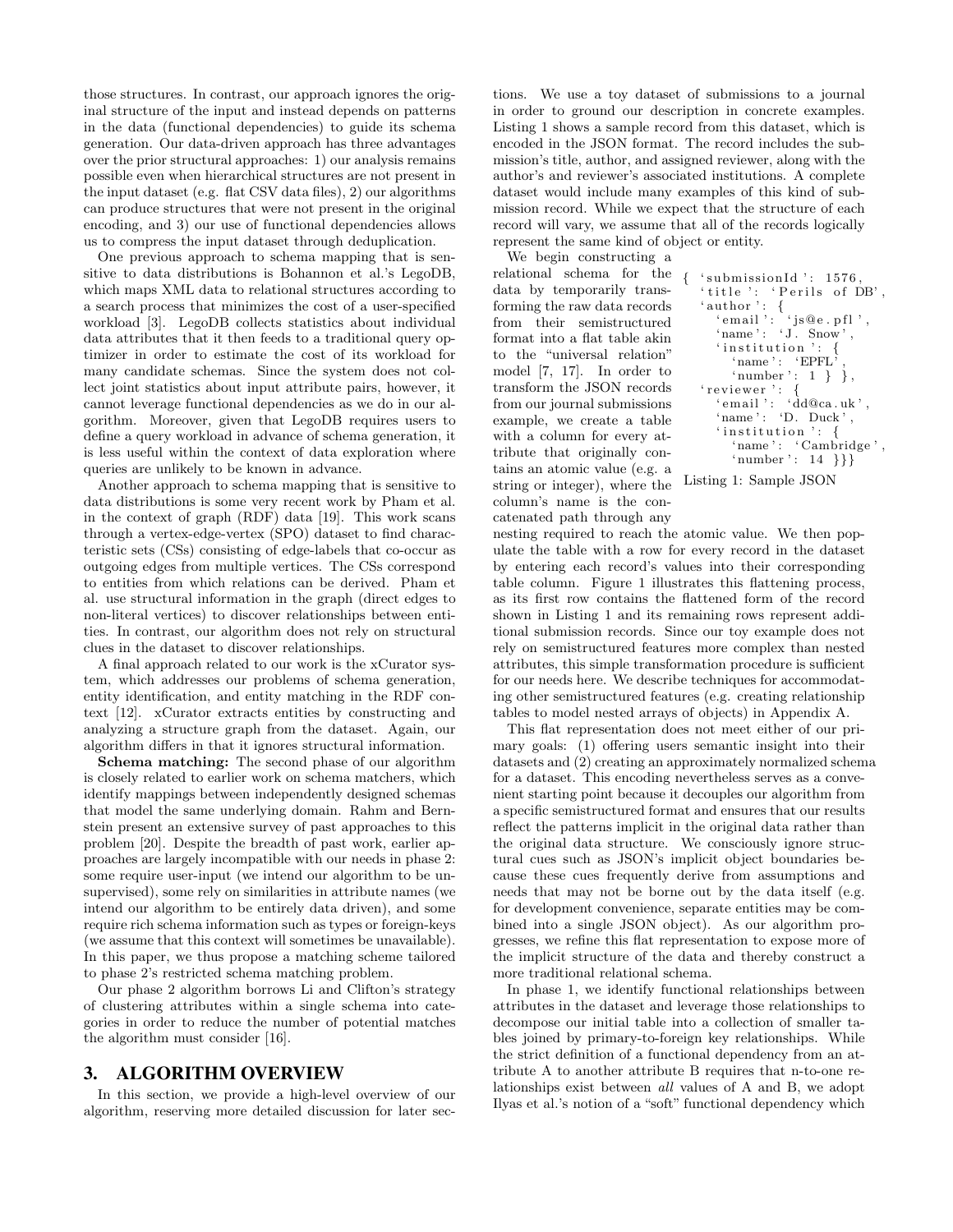those structures. In contrast, our approach ignores the original structure of the input and instead depends on patterns in the data (functional dependencies) to guide its schema generation. Our data-driven approach has three advantages over the prior structural approaches: 1) our analysis remains possible even when hierarchical structures are not present in the input dataset (e.g. flat CSV data files), 2) our algorithms can produce structures that were not present in the original encoding, and 3) our use of functional dependencies allows us to compress the input dataset through deduplication.

One previous approach to schema mapping that is sensitive to data distributions is Bohannon et al.'s LegoDB, which maps XML data to relational structures according to a search process that minimizes the cost of a user-specified workload [3]. LegoDB collects statistics about individual data attributes that it then feeds to a traditional query optimizer in order to estimate the cost of its workload for many candidate schemas. Since the system does not collect joint statistics about input attribute pairs, however, it cannot leverage functional dependencies as we do in our algorithm. Moreover, given that LegoDB requires users to define a query workload in advance of schema generation, it is less useful within the context of data exploration where queries are unlikely to be known in advance.

Another approach to schema mapping that is sensitive to data distributions is some very recent work by Pham et al. in the context of graph (RDF) data [19]. This work scans through a vertex-edge-vertex (SPO) dataset to find characteristic sets (CSs) consisting of edge-labels that co-occur as outgoing edges from multiple vertices. The CSs correspond to entities from which relations can be derived. Pham et al. use structural information in the graph (direct edges to non-literal vertices) to discover relationships between entities. In contrast, our algorithm does not rely on structural clues in the dataset to discover relationships.

A final approach related to our work is the xCurator system, which addresses our problems of schema generation, entity identification, and entity matching in the RDF context [12]. xCurator extracts entities by constructing and analyzing a structure graph from the dataset. Again, our algorithm differs in that it ignores structural information.

**Schema matching:** The second phase of our algorithm is closely related to earlier work on schema matchers, which identify mappings between independently designed schemas that model the same underlying domain. Rahm and Bernstein present an extensive survey of past approaches to this problem [20]. Despite the breadth of past work, earlier approaches are largely incompatible with our needs in phase 2: some require user-input (we intend our algorithm to be unsupervised), some rely on similarities in attribute names (we intend our algorithm to be entirely data driven), and some require rich schema information such as types or foreign-keys (we assume that this context will sometimes be unavailable). In this paper, we thus propose a matching scheme tailored to phase 2's restricted schema matching problem.

Our phase 2 algorithm borrows Li and Clifton's strategy of clustering attributes within a single schema into categories in order to reduce the number of potential matches the algorithm must consider [16].

## 3. ALGORITHM OVERVIEW

In this section, we provide a high-level overview of our algorithm, reserving more detailed discussion for later sections. We use a toy dataset of submissions to a journal in order to ground our description in concrete examples. Listing 1 shows a sample record from this dataset, which is encoded in the JSON format. The record includes the submission's title, author, and assigned reviewer, along with the author's and reviewer's associated institutions. A complete dataset would include many examples of this kind of submission record. While we expect that the structure of each record will vary, we assume that all of the records logically represent the same kind of object or entity.

```
{ 'submissionId': 1576,
  'title': 'Perils of DB',
  'author': {
    'email': 'js@e.pfl',
    'name': 'J. Snow',
    'institution': {
      'name': 'EPFL',
      'number': 1 } },
  'reviewer': {
    'email': 'dd@ca.uk',
    'name': 'D. Duck',
    'institution': {
      'name': 'Cambridge',
      'number': 14 }}}
```

Listing 1: Sample JSON

We begin constructing a relational schema for the data by temporarily transforming the raw data records from their semistructured format into a flat table akin to the "universal relation" model [7, 17]. In order to transform the JSON records from our journal submissions example, we create a table with a column for every attribute that originally contains an atomic value (e.g. a string or integer), where the column's name is the concatenated path through any nesting required to reach the atomic value. We then populate the table with a row for every record in the dataset by entering each record's values into their corresponding table column. Figure 1 illustrates this flattening process, as its first row contains the flattened form of the record shown in Listing 1 and its remaining rows represent additional submission records. Since our toy example does not rely on semistructured features more complex than nested attributes, this simple transformation procedure is sufficient for our needs here. We describe techniques for accommodating other semistructured features (e.g. creating relationship tables to model nested arrays of objects) in Appendix A.

This flat representation does not meet either of our primary goals: (1) offering users semantic insight into their datasets and (2) creating an approximately normalized schema for a dataset. This encoding nevertheless serves as a convenient starting point because it decouples our algorithm from a specific semistructured format and ensures that our results reflect the patterns implicit in the original data rather than the original data structure. We consciously ignore structural cues such as JSON's implicit object boundaries because these cues frequently derive from assumptions and needs that may not be borne out by the data itself (e.g. for development convenience, separate entities may be combined into a single JSON object). As our algorithm progresses, we refine this flat representation to expose more of the implicit structure of the data and thereby construct a more traditional relational schema.

In phase 1, we identify functional relationships between attributes in the dataset and leverage those relationships to decompose our initial table into a collection of smaller tables joined by primary-to-foreign key relationships. While the strict definition of a functional dependency from an attribute A to another attribute B requires that n-to-one relationships exist between *all* values of A and B, we adopt Ilyas et al.'s notion of a "soft" functional dependency which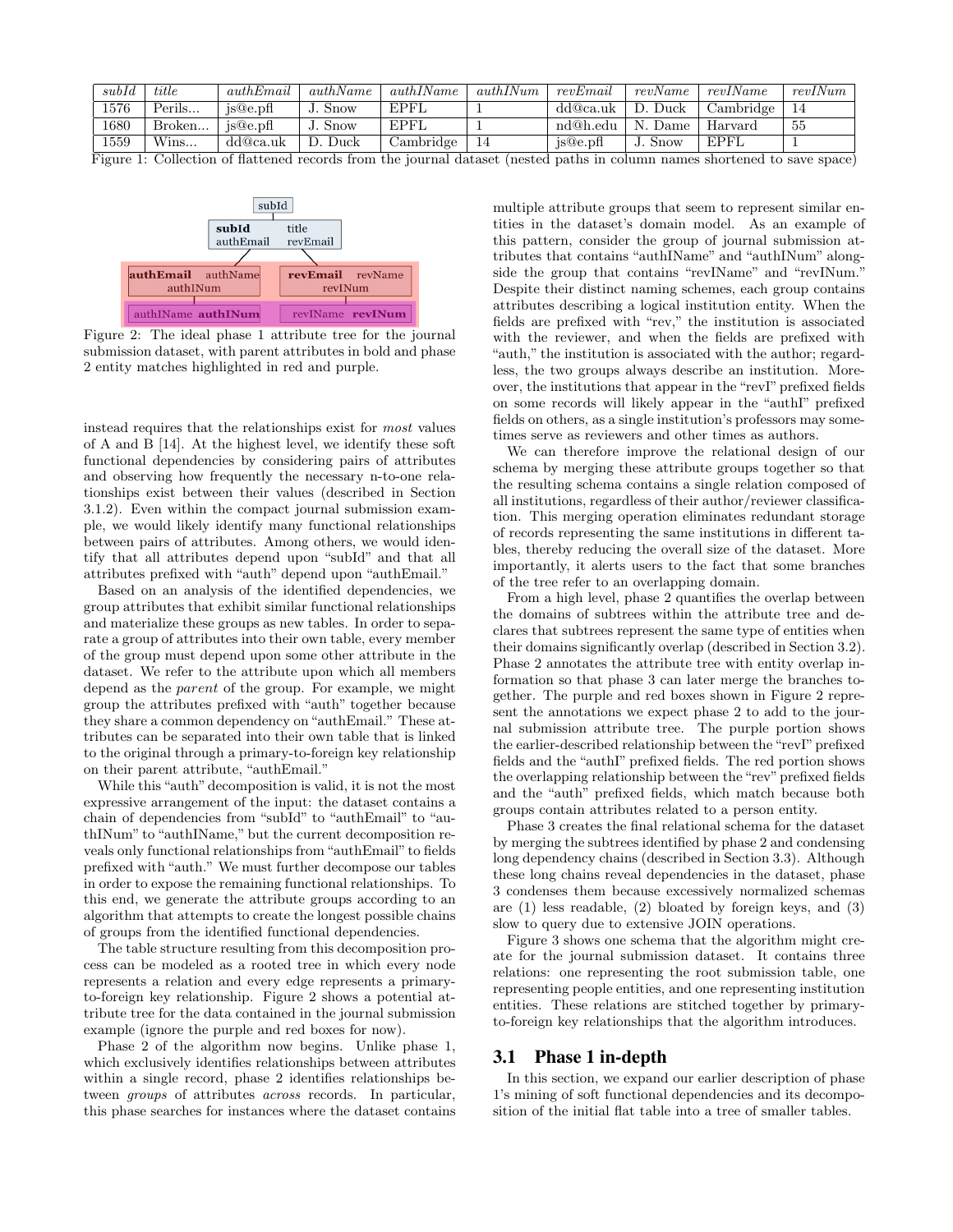| *subId* | *title* | *authEmail* | *authName* | *authIName* | *authINum* | *revEmail* | *revName* | *revIName* | *revINum* |
|---|---|---|---|---|---|---|---|---|---|
| 1576 | Perils... | js@e.pfl | J. Snow | EPFL | 1 | dd@ca.uk | D. Duck | Cambridge | 14 |
| 1680 | Broken... | js@e.pfl | J. Snow | EPFL | 1 | nd@h.edu | N. Dame | Harvard | 55 |
| 1559 | Wins... | dd@ca.uk | D. Duck | Cambridge | 14 | js@e.pfl | J. Snow | EPFL | 1 |

Figure 1: Collection of flattened records from the journal dataset (nested paths in column names shortened to save space)

Figure 2: The ideal phase 1 attribute tree for the journal submission dataset, with parent attributes in bold and phase 2 entity matches highlighted in red and purple.

instead requires that the relationships exist for *most* values of A and B [14]. At the highest level, we identify these soft functional dependencies by considering pairs of attributes and observing how frequently the necessary n-to-one relationships exist between their values (described in Section 3.1.2). Even within the compact journal submission example, we would likely identify many functional relationships between pairs of attributes. Among others, we would identify that all attributes depend upon "subId" and that all attributes prefixed with "auth" depend upon "authEmail."

Based on an analysis of the identified dependencies, we group attributes that exhibit similar functional relationships and materialize these groups as new tables. In order to separate a group of attributes into their own table, every member of the group must depend upon some other attribute in the dataset. We refer to the attribute upon which all members depend as the *parent* of the group. For example, we might group the attributes prefixed with "auth" together because they share a common dependency on "authEmail." These attributes can be separated into their own table that is linked to the original through a primary-to-foreign key relationship on their parent attribute, "authEmail."

While this "auth" decomposition is valid, it is not the most expressive arrangement of the input: the dataset contains a chain of dependencies from "subId" to "authEmail" to "authINum" to "authIName," but the current decomposition reveals only functional relationships from "authEmail" to fields prefixed with "auth." We must further decompose our tables in order to expose the remaining functional relationships. To this end, we generate the attribute groups according to an algorithm that attempts to create the longest possible chains of groups from the identified functional dependencies.

The table structure resulting from this decomposition process can be modeled as a rooted tree in which every node represents a relation and every edge represents a primary-to-foreign key relationship. Figure 2 shows a potential attribute tree for the data contained in the journal submission example (ignore the purple and red boxes for now).

Phase 2 of the algorithm now begins. Unlike phase 1, which exclusively identifies relationships between attributes within a single record, phase 2 identifies relationships between *groups* of attributes *across* records. In particular, this phase searches for instances where the dataset contains multiple attribute groups that seem to represent similar entities in the dataset's domain model. As an example of this pattern, consider the group of journal submission attributes that contains "authIName" and "authINum" alongside the group that contains "revIName" and "revINum." Despite their distinct naming schemes, each group contains attributes describing a logical institution entity. When the fields are prefixed with "rev," the institution is associated with the reviewer, and when the fields are prefixed with "auth," the institution is associated with the author; regardless, the two groups always describe an institution. Moreover, the institutions that appear in the "revI" prefixed fields on some records will likely appear in the "authI" prefixed fields on others, as a single institution's professors may sometimes serve as reviewers and other times as authors.

We can therefore improve the relational design of our schema by merging these attribute groups together so that the resulting schema contains a single relation composed of all institutions, regardless of their author/reviewer classification. This merging operation eliminates redundant storage of records representing the same institutions in different tables, thereby reducing the overall size of the dataset. More importantly, it alerts users to the fact that some branches of the tree refer to an overlapping domain.

From a high level, phase 2 quantifies the overlap between the domains of subtrees within the attribute tree and declares that subtrees represent the same type of entities when their domains significantly overlap (described in Section 3.2). Phase 2 annotates the attribute tree with entity overlap information so that phase 3 can later merge the branches together. The purple and red boxes shown in Figure 2 represent the annotations we expect phase 2 to add to the journal submission attribute tree. The purple portion shows the earlier-described relationship between the "revI" prefixed fields and the "authI" prefixed fields. The red portion shows the overlapping relationship between the "rev" prefixed fields and the "auth" prefixed fields, which match because both groups contain attributes related to a person entity.

Phase 3 creates the final relational schema for the dataset by merging the subtrees identified by phase 2 and condensing long dependency chains (described in Section 3.3). Although these long chains reveal dependencies in the dataset, phase 3 condenses them because excessively normalized schemas are (1) less readable, (2) bloated by foreign keys, and (3) slow to query due to extensive JOIN operations.

Figure 3 shows one schema that the algorithm might create for the journal submission dataset. It contains three relations: one representing the root submission table, one representing people entities, and one representing institution entities. These relations are stitched together by primary-to-foreign key relationships that the algorithm introduces.

### 3.1 Phase 1 in-depth

In this section, we expand our earlier description of phase 1's mining of soft functional dependencies and its decomposition of the initial flat table into a tree of smaller tables.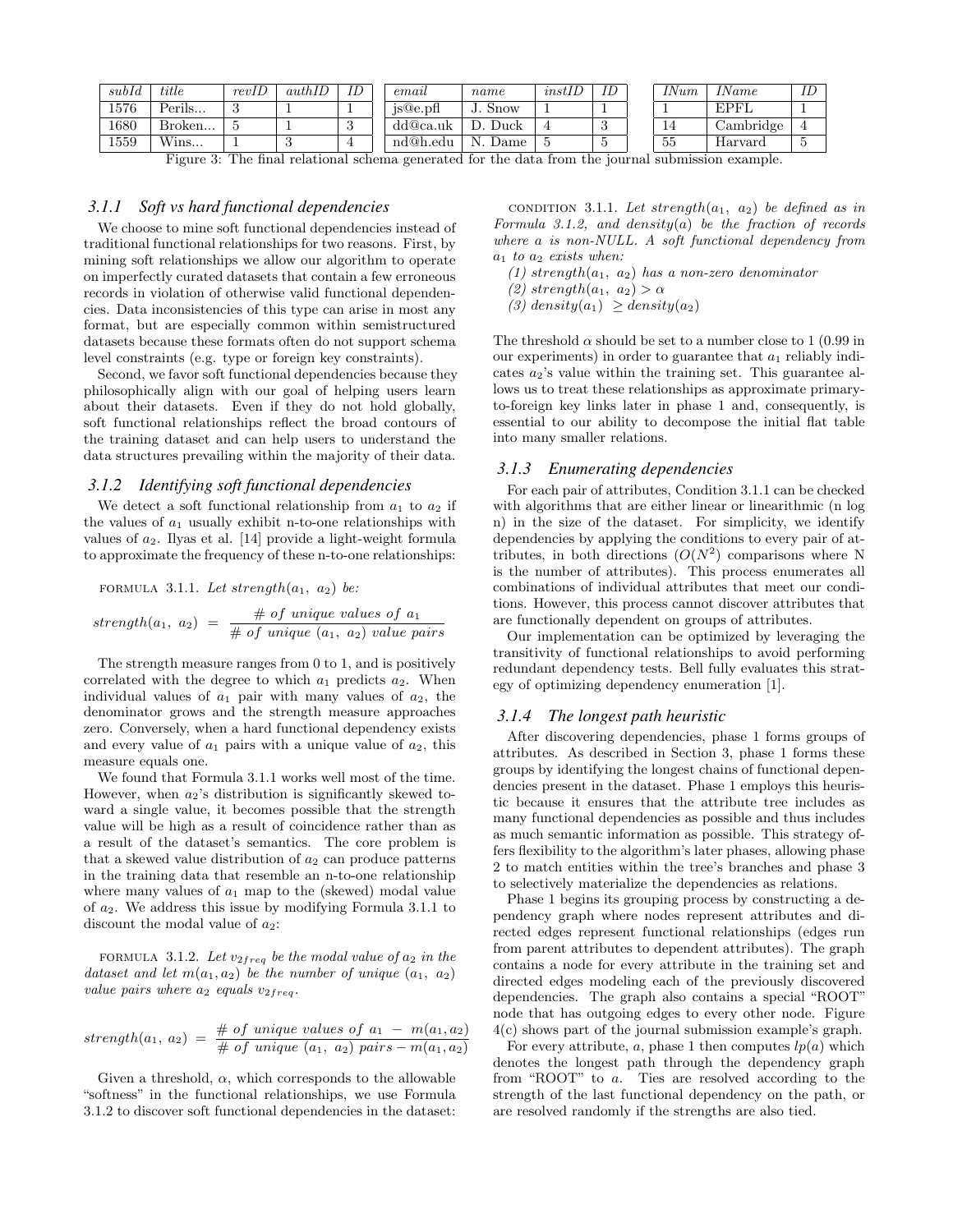| *subId* | *title* | *revID* | *authID* | *ID* |
|---|---|---|---|---|
| 1576 | Perils... | 3 | 1 | 1 |
| 1680 | Broken... | 5 | 1 | 3 |
| 1559 | Wins... | 1 | 3 | 4 |

| *email* | *name* | *instID* | *ID* |
|---|---|---|---|
| js@e.pfl | J. Snow | 1 | 1 |
| dd@ca.uk | D. Duck | 4 | 3 |
| nd@h.edu | N. Dame | 5 | 5 |

| *INum* | *IName* | *ID* |
|---|---|---|
| 1 | EPFL | 1 |
| 14 | Cambridge | 4 |
| 55 | Harvard | 5 |

Figure 3: The final relational schema generated for the data from the journal submission example.

### *3.1.1 Soft vs hard functional dependencies*

We choose to mine soft functional dependencies instead of traditional functional relationships for two reasons. First, by mining soft relationships we allow our algorithm to operate on imperfectly curated datasets that contain a few erroneous records in violation of otherwise valid functional dependencies. Data inconsistencies of this type can arise in most any format, but are especially common within semistructured datasets because these formats often do not support schema level constraints (e.g. type or foreign key constraints).

Second, we favor soft functional dependencies because they philosophically align with our goal of helping users learn about their datasets. Even if they do not hold globally, soft functional relationships reflect the broad contours of the training dataset and can help users to understand the data structures prevailing within the majority of their data.

### *3.1.2 Identifying soft functional dependencies*

We detect a soft functional relationship from $a_1$ to $a_2$ if the values of $a_1$ usually exhibit n-to-one relationships with values of $a_2$. Ilyas et al. [14] provide a light-weight formula to approximate the frequency of these n-to-one relationships:

FORMULA 3.1.1. *Let* $strength(a_1,\ a_2)$ *be:*

$$strength(a_1,\ a_2) \ = \ \frac{\#\ of\ unique\ values\ of\ a_1}{\#\ of\ unique\ (a_1,\ a_2)\ value\ pairs}$$

The strength measure ranges from 0 to 1, and is positively correlated with the degree to which $a_1$ predicts $a_2$. When individual values of $a_1$ pair with many values of $a_2$, the denominator grows and the strength measure approaches zero. Conversely, when a hard functional dependency exists and every value of $a_1$ pairs with a unique value of $a_2$, this measure equals one.

We found that Formula 3.1.1 works well most of the time. However, when $a_2$'s distribution is significantly skewed toward a single value, it becomes possible that the strength value will be high as a result of coincidence rather than as a result of the dataset's semantics. The core problem is that a skewed value distribution of $a_2$ can produce patterns in the training data that resemble an n-to-one relationship where many values of $a_1$ map to the (skewed) modal value of $a_2$. We address this issue by modifying Formula 3.1.1 to discount the modal value of $a_2$:

FORMULA 3.1.2. *Let* $v_{2freq}$ *be the modal value of* $a_2$ *in the dataset and let* $m(a_1, a_2)$ *be the number of unique* $(a_1,\ a_2)$ *value pairs where* $a_2$ *equals* $v_{2freq}$*.*

$$strength(a_1,\ a_2) \ = \ \frac{\#\ of\ unique\ values\ of\ a_1\ -\ m(a_1, a_2)}{\#\ of\ unique\ (a_1,\ a_2)\ pairs - m(a_1, a_2)}$$

Given a threshold, $\alpha$, which corresponds to the allowable "softness" in the functional relationships, we use Formula 3.1.2 to discover soft functional dependencies in the dataset:

CONDITION 3.1.1. *Let* $strength(a_1,\ a_2)$ *be defined as in Formula 3.1.2, and* $density(a)$ *be the fraction of records where* $a$ *is non-NULL. A soft functional dependency from* $a_1$ *to* $a_2$ *exists when:*

*(1)* $strength(a_1,\ a_2)$ *has a non-zero denominator*

*(2)* $strength(a_1,\ a_2) > \alpha$

*(3)* $density(a_1)\ \geq density(a_2)$

The threshold $\alpha$ should be set to a number close to 1 (0.99 in our experiments) in order to guarantee that $a_1$ reliably indicates $a_2$'s value within the training set. This guarantee allows us to treat these relationships as approximate primary-to-foreign key links later in phase 1 and, consequently, is essential to our ability to decompose the initial flat table into many smaller relations.

### *3.1.3 Enumerating dependencies*

For each pair of attributes, Condition 3.1.1 can be checked with algorithms that are either linear or linearithmic (n log n) in the size of the dataset. For simplicity, we identify dependencies by applying the conditions to every pair of attributes, in both directions ($O(N^2)$ comparisons where N is the number of attributes). This process enumerates all combinations of individual attributes that meet our conditions. However, this process cannot discover attributes that are functionally dependent on groups of attributes.

Our implementation can be optimized by leveraging the transitivity of functional relationships to avoid performing redundant dependency tests. Bell fully evaluates this strategy of optimizing dependency enumeration [1].

### *3.1.4 The longest path heuristic*

After discovering dependencies, phase 1 forms groups of attributes. As described in Section 3, phase 1 forms these groups by identifying the longest chains of functional dependencies present in the dataset. Phase 1 employs this heuristic because it ensures that the attribute tree includes as many functional dependencies as possible and thus includes as much semantic information as possible. This strategy offers flexibility to the algorithm's later phases, allowing phase 2 to match entities within the tree's branches and phase 3 to selectively materialize the dependencies as relations.

Phase 1 begins its grouping process by constructing a dependency graph where nodes represent attributes and directed edges represent functional relationships (edges run from parent attributes to dependent attributes). The graph contains a node for every attribute in the training set and directed edges modeling each of the previously discovered dependencies. The graph also contains a special "ROOT" node that has outgoing edges to every other node. Figure 4(c) shows part of the journal submission example's graph.

For every attribute, $a$, phase 1 then computes $lp(a)$ which denotes the longest path through the dependency graph from "ROOT" to $a$. Ties are resolved according to the strength of the last functional dependency on the path, or are resolved randomly if the strengths are also tied.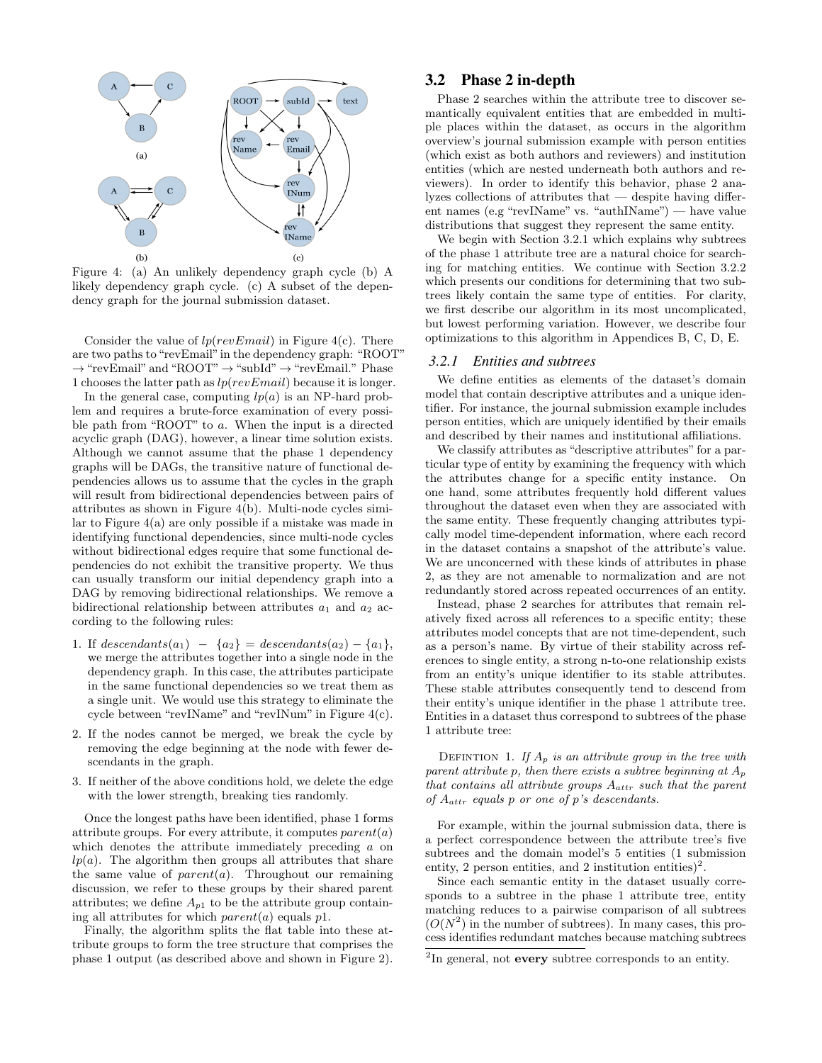Figure 4: (a) An unlikely dependency graph cycle (b) A likely dependency graph cycle. (c) A subset of the dependency graph for the journal submission dataset.

Consider the value of $lp(revEmail)$ in Figure 4(c). There are two paths to "revEmail" in the dependency graph: "ROOT" → "revEmail" and "ROOT" → "subId" → "revEmail." Phase 1 chooses the latter path as $lp(revEmail)$ because it is longer.

In the general case, computing $lp(a)$ is an NP-hard problem and requires a brute-force examination of every possible path from "ROOT" to $a$. When the input is a directed acyclic graph (DAG), however, a linear time solution exists. Although we cannot assume that the phase 1 dependency graphs will be DAGs, the transitive nature of functional dependencies allows us to assume that the cycles in the graph will result from bidirectional dependencies between pairs of attributes as shown in Figure 4(b). Multi-node cycles similar to Figure 4(a) are only possible if a mistake was made in identifying functional dependencies, since multi-node cycles without bidirectional edges require that some functional dependencies do not exhibit the transitive property. We thus can usually transform our initial dependency graph into a DAG by removing bidirectional relationships. We remove a bidirectional relationship between attributes $a_1$ and $a_2$ according to the following rules:

1. If $descendants(a_1) - \{a_2\} = descendants(a_2) - \{a_1\}$, we merge the attributes together into a single node in the dependency graph. In this case, the attributes participate in the same functional dependencies so we treat them as a single unit. We would use this strategy to eliminate the cycle between "revIName" and "revINum" in Figure 4(c).
2. If the nodes cannot be merged, we break the cycle by removing the edge beginning at the node with fewer descendants in the graph.
3. If neither of the above conditions hold, we delete the edge with the lower strength, breaking ties randomly.

Once the longest paths have been identified, phase 1 forms attribute groups. For every attribute, it computes $parent(a)$ which denotes the attribute immediately preceding $a$ on $lp(a)$. The algorithm then groups all attributes that share the same value of $parent(a)$. Throughout our remaining discussion, we refer to these groups by their shared parent attributes; we define $A_{p1}$ to be the attribute group containing all attributes for which $parent(a)$ equals $p1$.

Finally, the algorithm splits the flat table into these attribute groups to form the tree structure that comprises the phase 1 output (as described above and shown in Figure 2).

## 3.2 Phase 2 in-depth

Phase 2 searches within the attribute tree to discover semantically equivalent entities that are embedded in multiple places within the dataset, as occurs in the algorithm overview's journal submission example with person entities (which exist as both authors and reviewers) and institution entities (which are nested underneath both authors and reviewers). In order to identify this behavior, phase 2 analyzes collections of attributes that — despite having different names (e.g "revIName" vs. "authIName") — have value distributions that suggest they represent the same entity.

We begin with Section 3.2.1 which explains why subtrees of the phase 1 attribute tree are a natural choice for searching for matching entities. We continue with Section 3.2.2 which presents our conditions for determining that two subtrees likely contain the same type of entities. For clarity, we first describe our algorithm in its most uncomplicated, but lowest performing variation. However, we describe four optimizations to this algorithm in Appendices B, C, D, E.

### 3.2.1 Entities and subtrees

We define entities as elements of the dataset's domain model that contain descriptive attributes and a unique identifier. For instance, the journal submission example includes person entities, which are uniquely identified by their emails and described by their names and institutional affiliations.

We classify attributes as "descriptive attributes" for a particular type of entity by examining the frequency with which the attributes change for a specific entity instance. On one hand, some attributes frequently hold different values throughout the dataset even when they are associated with the same entity. These frequently changing attributes typically model time-dependent information, where each record in the dataset contains a snapshot of the attribute's value. We are unconcerned with these kinds of attributes in phase 2, as they are not amenable to normalization and are not redundantly stored across repeated occurrences of an entity.

Instead, phase 2 searches for attributes that remain relatively fixed across all references to a specific entity; these attributes model concepts that are not time-dependent, such as a person's name. By virtue of their stability across references to single entity, a strong n-to-one relationship exists from an entity's unique identifier to its stable attributes. These stable attributes consequently tend to descend from their entity's unique identifier in the phase 1 attribute tree. Entities in a dataset thus correspond to subtrees of the phase 1 attribute tree:

DEFINTION 1. *If $A_p$ is an attribute group in the tree with parent attribute p, then there exists a subtree beginning at $A_p$ that contains all attribute groups $A_{attr}$ such that the parent of $A_{attr}$ equals p or one of p's descendants.*

For example, within the journal submission data, there is a perfect correspondence between the attribute tree's five subtrees and the domain model's 5 entities (1 submission entity, 2 person entities, and 2 institution entities)[2].

Since each semantic entity in the dataset usually corresponds to a subtree in the phase 1 attribute tree, entity matching reduces to a pairwise comparison of all subtrees ($O(N^2)$ in the number of subtrees). In many cases, this process identifies redundant matches because matching subtrees

[2]In general, not **every** subtree corresponds to an entity.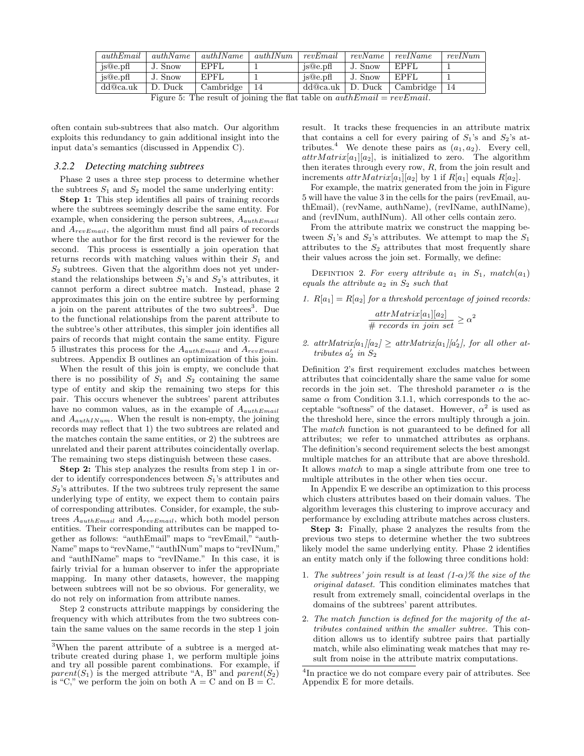| *authEmail* | *authName* | *authIName* | *authINum* | *revEmail* | *revName* | *revIName* | *revINum* |
|---|---|---|---|---|---|---|---|
| js@e.pfl | J. Snow | EPFL | 1 | js@e.pfl | J. Snow | EPFL | 1 |
| js@e.pfl | J. Snow | EPFL | 1 | js@e.pfl | J. Snow | EPFL | 1 |
| dd@ca.uk | D. Duck | Cambridge | 14 | dd@ca.uk | D. Duck | Cambridge | 14 |

Figure 5: The result of joining the flat table on $authEmail = revEmail$.

often contain sub-subtrees that also match. Our algorithm exploits this redundancy to gain additional insight into the input data's semantics (discussed in Appendix C).

### 3.2.2 Detecting matching subtrees

Phase 2 uses a three step process to determine whether the subtrees $S_1$ and $S_2$ model the same underlying entity:

**Step 1:** This step identifies all pairs of training records where the subtrees seemingly describe the same entity. For example, when considering the person subtrees, $A_{authEmail}$ and $A_{revEmail}$, the algorithm must find all pairs of records where the author for the first record is the reviewer for the second. This process is essentially a join operation that returns records with matching values within their $S_1$ and $S_2$ subtrees. Given that the algorithm does not yet understand the relationships between $S_1$'s and $S_2$'s attributes, it cannot perform a direct subtree match. Instead, phase 2 approximates this join on the entire subtree by performing a join on the parent attributes of the two subtrees[3]. Due to the functional relationships from the parent attribute to the subtree's other attributes, this simpler join identifies all pairs of records that might contain the same entity. Figure 5 illustrates this process for the $A_{authEmail}$ and $A_{revEmail}$ subtrees. Appendix B outlines an optimization of this join.

When the result of this join is empty, we conclude that there is no possibility of $S_1$ and $S_2$ containing the same type of entity and skip the remaining two steps for this pair. This occurs whenever the subtrees' parent attributes have no common values, as in the example of $A_{authEmail}$ and $A_{authINum}$. When the result is non-empty, the joining records may reflect that 1) the two subtrees are related and the matches contain the same entities, or 2) the subtrees are unrelated and their parent attributes coincidentally overlap. The remaining two steps distinguish between these cases.

**Step 2:** This step analyzes the results from step 1 in order to identify correspondences between $S_1$'s attributes and $S_2$'s attributes. If the two subtrees truly represent the same underlying type of entity, we expect them to contain pairs of corresponding attributes. Consider, for example, the subtrees $A_{authEmail}$ and $A_{revEmail}$, which both model person entities. Their corresponding attributes can be mapped together as follows: "authEmail" maps to "revEmail," "authName" maps to "revName," "authINum" maps to "revINum," and "authIName" maps to "revIName." In this case, it is fairly trivial for a human observer to infer the appropriate mapping. In many other datasets, however, the mapping between subtrees will not be so obvious. For generality, we do not rely on information from attribute names.

Step 2 constructs attribute mappings by considering the frequency with which attributes from the two subtrees contain the same values on the same records in the step 1 join result. It tracks these frequencies in an attribute matrix that contains a cell for every pairing of $S_1$'s and $S_2$'s attributes.[4] We denote these pairs as $(a_1, a_2)$. Every cell, $attrMatrix[a_1][a_2]$, is initialized to zero. The algorithm then iterates through every row, $R$, from the join result and increments $attrMatrix[a_1][a_2]$ by 1 if $R[a_1]$ equals $R[a_2]$.

For example, the matrix generated from the join in Figure 5 will have the value 3 in the cells for the pairs (revEmail, authEmail), (revName, authName), (revIName, authIName), and (revINum, authINum). All other cells contain zero.

From the attribute matrix we construct the mapping between $S_1$'s and $S_2$'s attributes. We attempt to map the $S_1$ attributes to the $S_2$ attributes that most frequently share their values across the join set. Formally, we define:

Defintion 2. *For every attribute $a_1$ in $S_1$, $match(a_1)$ equals the attribute $a_2$ in $S_2$ such that*

1. *$R[a_1] = R[a_2]$ for a threshold percentage of joined records:*

$$\frac{attrMatrix[a_1][a_2]}{\#\ records\ in\ join\ set} \geq \alpha^2$$

2. *$attrMatrix[a_1][a_2] \geq attrMatrix[a_1][a_2']$, for all other attributes $a_2'$ in $S_2$*

Definition 2's first requirement excludes matches between attributes that coincidentally share the same value for some records in the join set. The threshold parameter $\alpha$ is the same $\alpha$ from Condition 3.1.1, which corresponds to the acceptable "softness" of the dataset. However, $\alpha^2$ is used as the threshold here, since the errors multiply through a join. The *match* function is not guaranteed to be defined for all attributes; we refer to unmatched attributes as orphans. The definition's second requirement selects the best amongst multiple matches for an attribute that are above threshold. It allows *match* to map a single attribute from one tree to multiple attributes in the other when ties occur.

In Appendix E we describe an optimization to this process which clusters attributes based on their domain values. The algorithm leverages this clustering to improve accuracy and performance by excluding attribute matches across clusters.

**Step 3:** Finally, phase 2 analyzes the results from the previous two steps to determine whether the two subtrees likely model the same underlying entity. Phase 2 identifies an entity match only if the following three conditions hold:

1. *The subtrees' join result is at least (1-$\alpha$)% the size of the original dataset.* This condition eliminates matches that result from extremely small, coincidental overlaps in the domains of the subtrees' parent attributes.
2. *The match function is defined for the majority of the attributes contained within the smaller subtree.* This condition allows us to identify subtree pairs that partially match, while also eliminating weak matches that may result from noise in the attribute matrix computations.

[3] When the parent attribute of a subtree is a merged attribute created during phase 1, we perform multiple joins and try all possible parent combinations. For example, if $parent(S_1)$ is the merged attribute "A, B" and $parent(S_2)$ is "C," we perform the join on both A = C and on B = C.

[4] In practice we do not compare every pair of attributes. See Appendix E for more details.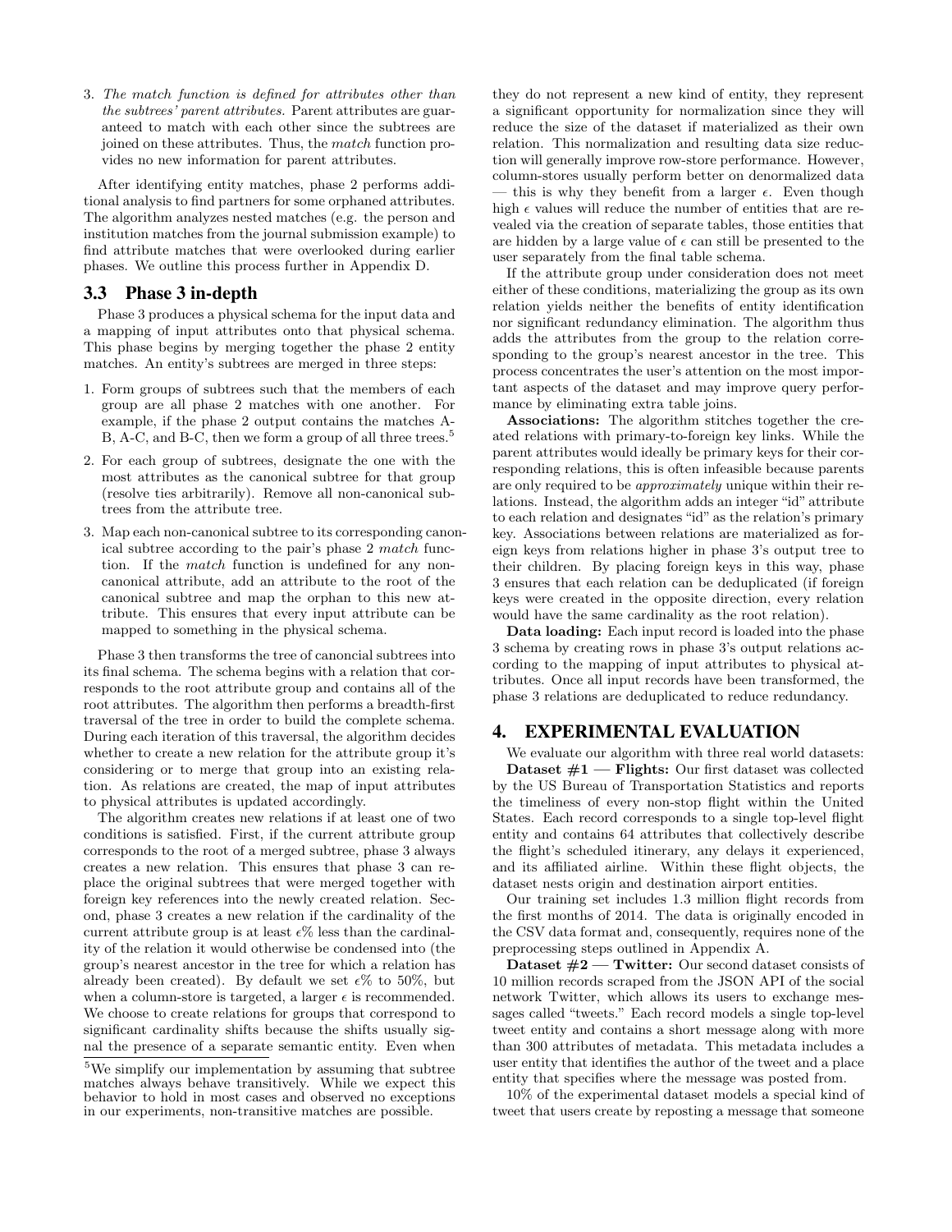3. *The match function is defined for attributes other than the subtrees' parent attributes.* Parent attributes are guaranteed to match with each other since the subtrees are joined on these attributes. Thus, the *match* function provides no new information for parent attributes.

After identifying entity matches, phase 2 performs additional analysis to find partners for some orphaned attributes. The algorithm analyzes nested matches (e.g. the person and institution matches from the journal submission example) to find attribute matches that were overlooked during earlier phases. We outline this process further in Appendix D.

### 3.3 Phase 3 in-depth

Phase 3 produces a physical schema for the input data and a mapping of input attributes onto that physical schema. This phase begins by merging together the phase 2 entity matches. An entity's subtrees are merged in three steps:

1. Form groups of subtrees such that the members of each group are all phase 2 matches with one another. For example, if the phase 2 output contains the matches A-B, A-C, and B-C, then we form a group of all three trees.[5]
2. For each group of subtrees, designate the one with the most attributes as the canonical subtree for that group (resolve ties arbitrarily). Remove all non-canonical subtrees from the attribute tree.
3. Map each non-canonical subtree to its corresponding canonical subtree according to the pair's phase 2 *match* function. If the *match* function is undefined for any non-canonical attribute, add an attribute to the root of the canonical subtree and map the orphan to this new attribute. This ensures that every input attribute can be mapped to something in the physical schema.

Phase 3 then transforms the tree of canoncial subtrees into its final schema. The schema begins with a relation that corresponds to the root attribute group and contains all of the root attributes. The algorithm then performs a breadth-first traversal of the tree in order to build the complete schema. During each iteration of this traversal, the algorithm decides whether to create a new relation for the attribute group it's considering or to merge that group into an existing relation. As relations are created, the map of input attributes to physical attributes is updated accordingly.

The algorithm creates new relations if at least one of two conditions is satisfied. First, if the current attribute group corresponds to the root of a merged subtree, phase 3 always creates a new relation. This ensures that phase 3 can replace the original subtrees that were merged together with foreign key references into the newly created relation. Second, phase 3 creates a new relation if the cardinality of the current attribute group is at least $\epsilon$% less than the cardinality of the relation it would otherwise be condensed into (the group's nearest ancestor in the tree for which a relation has already been created). By default we set $\epsilon$% to 50%, but when a column-store is targeted, a larger $\epsilon$ is recommended. We choose to create relations for groups that correspond to significant cardinality shifts because the shifts usually signal the presence of a separate semantic entity. Even when they do not represent a new kind of entity, they represent a significant opportunity for normalization since they will reduce the size of the dataset if materialized as their own relation. This normalization and resulting data size reduction will generally improve row-store performance. However, column-stores usually perform better on denormalized data — this is why they benefit from a larger $\epsilon$. Even though high $\epsilon$ values will reduce the number of entities that are revealed via the creation of separate tables, those entities that are hidden by a large value of $\epsilon$ can still be presented to the user separately from the final table schema.

If the attribute group under consideration does not meet either of these conditions, materializing the group as its own relation yields neither the benefits of entity identification nor significant redundancy elimination. The algorithm thus adds the attributes from the group to the relation corresponding to the group's nearest ancestor in the tree. This process concentrates the user's attention on the most important aspects of the dataset and may improve query performance by eliminating extra table joins.

**Associations:** The algorithm stitches together the created relations with primary-to-foreign key links. While the parent attributes would ideally be primary keys for their corresponding relations, this is often infeasible because parents are only required to be *approximately* unique within their relations. Instead, the algorithm adds an integer "id" attribute to each relation and designates "id" as the relation's primary key. Associations between relations are materialized as foreign keys from relations higher in phase 3's output tree to their children. By placing foreign keys in this way, phase 3 ensures that each relation can be deduplicated (if foreign keys were created in the opposite direction, every relation would have the same cardinality as the root relation).

**Data loading:** Each input record is loaded into the phase 3 schema by creating rows in phase 3's output relations according to the mapping of input attributes to physical attributes. Once all input records have been transformed, the phase 3 relations are deduplicated to reduce redundancy.

## 4. EXPERIMENTAL EVALUATION

We evaluate our algorithm with three real world datasets:

**Dataset #1 — Flights:** Our first dataset was collected by the US Bureau of Transportation Statistics and reports the timeliness of every non-stop flight within the United States. Each record corresponds to a single top-level flight entity and contains 64 attributes that collectively describe the flight's scheduled itinerary, any delays it experienced, and its affiliated airline. Within these flight objects, the dataset nests origin and destination airport entities.

Our training set includes 1.3 million flight records from the first months of 2014. The data is originally encoded in the CSV data format and, consequently, requires none of the preprocessing steps outlined in Appendix A.

**Dataset #2 — Twitter:** Our second dataset consists of 10 million records scraped from the JSON API of the social network Twitter, which allows its users to exchange messages called "tweets." Each record models a single top-level tweet entity and contains a short message along with more than 300 attributes of metadata. This metadata includes a user entity that identifies the author of the tweet and a place entity that specifies where the message was posted from.

10% of the experimental dataset models a special kind of tweet that users create by reposting a message that someone

[5] We simplify our implementation by assuming that subtree matches always behave transitively. While we expect this behavior to hold in most cases and observed no exceptions in our experiments, non-transitive matches are possible.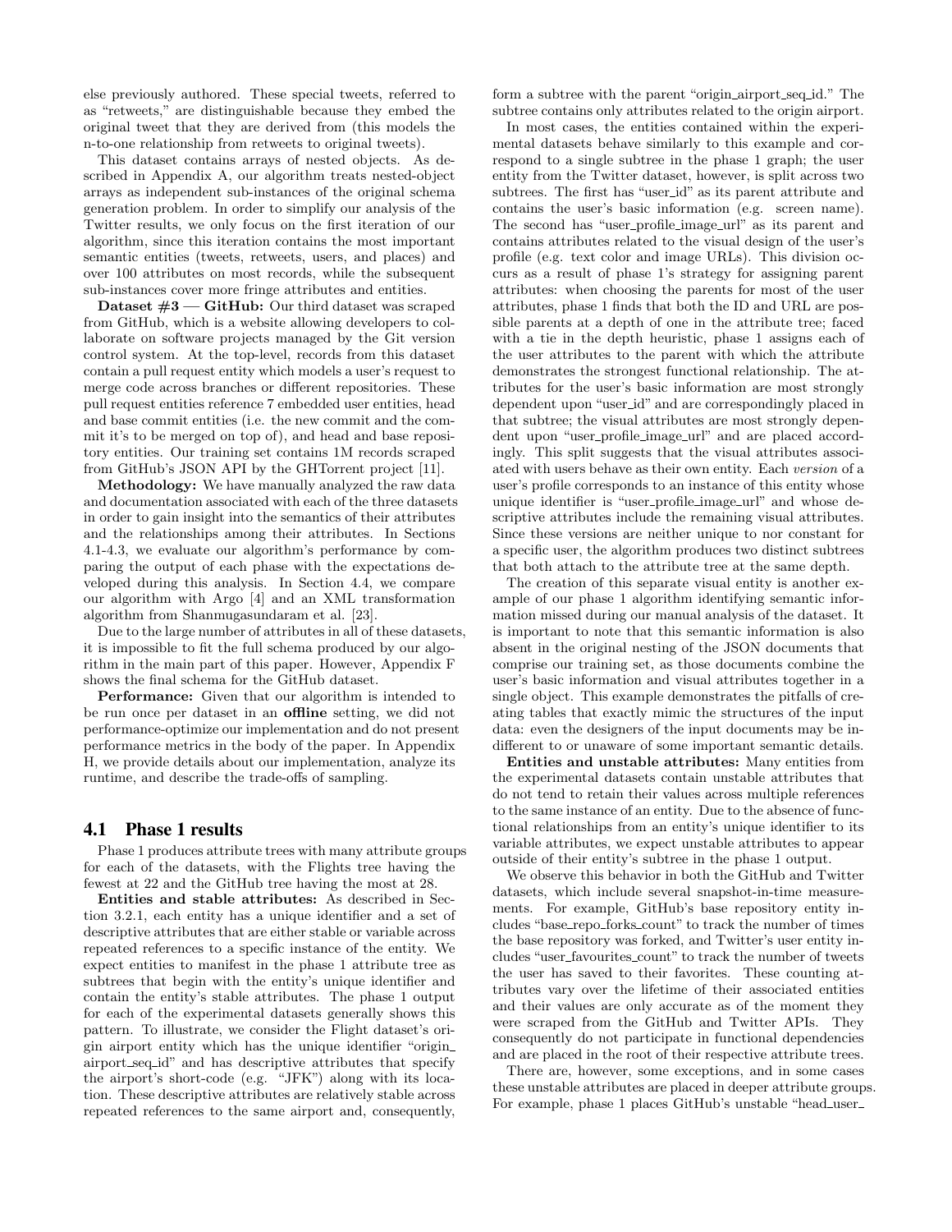else previously authored. These special tweets, referred to as "retweets," are distinguishable because they embed the original tweet that they are derived from (this models the n-to-one relationship from retweets to original tweets).

This dataset contains arrays of nested objects. As described in Appendix A, our algorithm treats nested-object arrays as independent sub-instances of the original schema generation problem. In order to simplify our analysis of the Twitter results, we only focus on the first iteration of our algorithm, since this iteration contains the most important semantic entities (tweets, retweets, users, and places) and over 100 attributes on most records, while the subsequent sub-instances cover more fringe attributes and entities.

**Dataset #3 — GitHub:** Our third dataset was scraped from GitHub, which is a website allowing developers to collaborate on software projects managed by the Git version control system. At the top-level, records from this dataset contain a pull request entity which models a user's request to merge code across branches or different repositories. These pull request entities reference 7 embedded user entities, head and base commit entities (i.e. the new commit and the commit it's to be merged on top of), and head and base repository entities. Our training set contains 1M records scraped from GitHub's JSON API by the GHTorrent project [11].

**Methodology:** We have manually analyzed the raw data and documentation associated with each of the three datasets in order to gain insight into the semantics of their attributes and the relationships among their attributes. In Sections 4.1-4.3, we evaluate our algorithm's performance by comparing the output of each phase with the expectations developed during this analysis. In Section 4.4, we compare our algorithm with Argo [4] and an XML transformation algorithm from Shanmugasundaram et al. [23].

Due to the large number of attributes in all of these datasets, it is impossible to fit the full schema produced by our algorithm in the main part of this paper. However, Appendix F shows the final schema for the GitHub dataset.

**Performance:** Given that our algorithm is intended to be run once per dataset in an **offline** setting, we did not performance-optimize our implementation and do not present performance metrics in the body of the paper. In Appendix H, we provide details about our implementation, analyze its runtime, and describe the trade-offs of sampling.

## 4.1 Phase 1 results

Phase 1 produces attribute trees with many attribute groups for each of the datasets, with the Flights tree having the fewest at 22 and the GitHub tree having the most at 28.

**Entities and stable attributes:** As described in Section 3.2.1, each entity has a unique identifier and a set of descriptive attributes that are either stable or variable across repeated references to a specific instance of the entity. We expect entities to manifest in the phase 1 attribute tree as subtrees that begin with the entity's unique identifier and contain the entity's stable attributes. The phase 1 output for each of the experimental datasets generally shows this pattern. To illustrate, we consider the Flight dataset's origin airport entity which has the unique identifier "origin_airport_seq_id" and has descriptive attributes that specify the airport's short-code (e.g. "JFK") along with its location. These descriptive attributes are relatively stable across repeated references to the same airport and, consequently, form a subtree with the parent "origin_airport_seq_id." The subtree contains only attributes related to the origin airport.

In most cases, the entities contained within the experimental datasets behave similarly to this example and correspond to a single subtree in the phase 1 graph; the user entity from the Twitter dataset, however, is split across two subtrees. The first has "user_id" as its parent attribute and contains the user's basic information (e.g. screen name). The second has "user_profile_image_url" as its parent and contains attributes related to the visual design of the user's profile (e.g. text color and image URLs). This division occurs as a result of phase 1's strategy for assigning parent attributes: when choosing the parents for most of the user attributes, phase 1 finds that both the ID and URL are possible parents at a depth of one in the attribute tree; faced with a tie in the depth heuristic, phase 1 assigns each of the user attributes to the parent with which the attribute demonstrates the strongest functional relationship. The attributes for the user's basic information are most strongly dependent upon "user_id" and are correspondingly placed in that subtree; the visual attributes are most strongly dependent upon "user_profile_image_url" and are placed accordingly. This split suggests that the visual attributes associated with users behave as their own entity. Each *version* of a user's profile corresponds to an instance of this entity whose unique identifier is "user_profile_image_url" and whose descriptive attributes include the remaining visual attributes. Since these versions are neither unique to nor constant for a specific user, the algorithm produces two distinct subtrees that both attach to the attribute tree at the same depth.

The creation of this separate visual entity is another example of our phase 1 algorithm identifying semantic information missed during our manual analysis of the dataset. It is important to note that this semantic information is also absent in the original nesting of the JSON documents that comprise our training set, as those documents combine the user's basic information and visual attributes together in a single object. This example demonstrates the pitfalls of creating tables that exactly mimic the structures of the input data: even the designers of the input documents may be indifferent to or unaware of some important semantic details.

**Entities and unstable attributes:** Many entities from the experimental datasets contain unstable attributes that do not tend to retain their values across multiple references to the same instance of an entity. Due to the absence of functional relationships from an entity's unique identifier to its variable attributes, we expect unstable attributes to appear outside of their entity's subtree in the phase 1 output.

We observe this behavior in both the GitHub and Twitter datasets, which include several snapshot-in-time measurements. For example, GitHub's base repository entity includes "base_repo_forks_count" to track the number of times the base repository was forked, and Twitter's user entity includes "user_favourites_count" to track the number of tweets the user has saved to their favorites. These counting attributes vary over the lifetime of their associated entities and their values are only accurate as of the moment they were scraped from the GitHub and Twitter APIs. They consequently do not participate in functional dependencies and are placed in the root of their respective attribute trees.

There are, however, some exceptions, and in some cases these unstable attributes are placed in deeper attribute groups. For example, phase 1 places GitHub's unstable "head_user_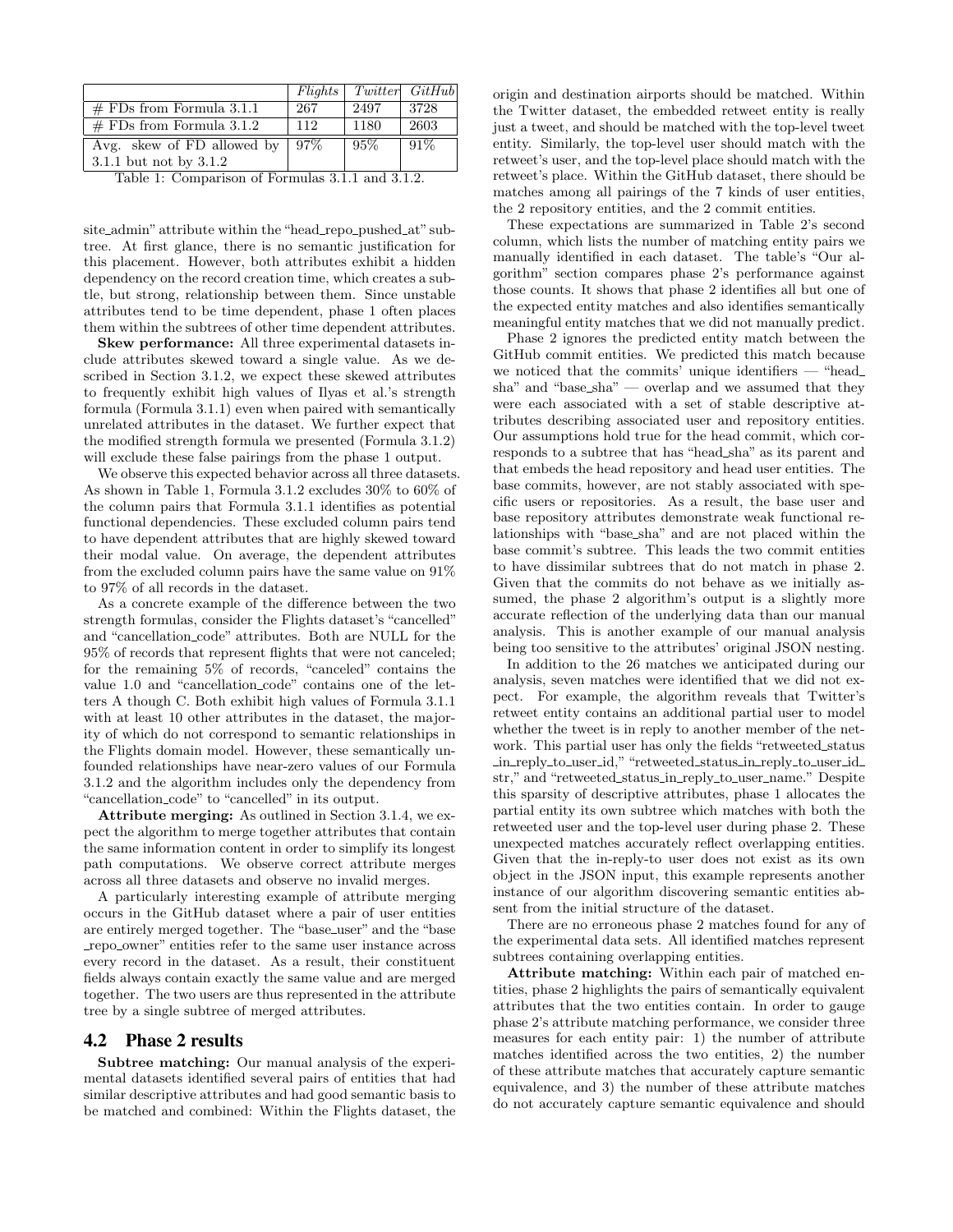|  | *Flights* | *Twitter* | *GitHub* |
|---|---|---|---|
| # FDs from Formula 3.1.1 | 267 | 2497 | 3728 |
| # FDs from Formula 3.1.2 | 112 | 1180 | 2603 |
| Avg. skew of FD allowed by 3.1.1 but not by 3.1.2 | 97% | 95% | 91% |

Table 1: Comparison of Formulas 3.1.1 and 3.1.2.

site_admin" attribute within the "head_repo_pushed_at" subtree. At first glance, there is no semantic justification for this placement. However, both attributes exhibit a hidden dependency on the record creation time, which creates a subtle, but strong, relationship between them. Since unstable attributes tend to be time dependent, phase 1 often places them within the subtrees of other time dependent attributes.

**Skew performance:** All three experimental datasets include attributes skewed toward a single value. As we described in Section 3.1.2, we expect these skewed attributes to frequently exhibit high values of Ilyas et al.'s strength formula (Formula 3.1.1) even when paired with semantically unrelated attributes in the dataset. We further expect that the modified strength formula we presented (Formula 3.1.2) will exclude these false pairings from the phase 1 output.

We observe this expected behavior across all three datasets. As shown in Table 1, Formula 3.1.2 excludes 30% to 60% of the column pairs that Formula 3.1.1 identifies as potential functional dependencies. These excluded column pairs tend to have dependent attributes that are highly skewed toward their modal value. On average, the dependent attributes from the excluded column pairs have the same value on 91% to 97% of all records in the dataset.

As a concrete example of the difference between the two strength formulas, consider the Flights dataset's "cancelled" and "cancellation_code" attributes. Both are NULL for the 95% of records that represent flights that were not canceled; for the remaining 5% of records, "canceled" contains the value 1.0 and "cancellation_code" contains one of the letters A though C. Both exhibit high values of Formula 3.1.1 with at least 10 other attributes in the dataset, the majority of which do not correspond to semantic relationships in the Flights domain model. However, these semantically unfounded relationships have near-zero values of our Formula 3.1.2 and the algorithm includes only the dependency from "cancellation_code" to "cancelled" in its output.

**Attribute merging:** As outlined in Section 3.1.4, we expect the algorithm to merge together attributes that contain the same information content in order to simplify its longest path computations. We observe correct attribute merges across all three datasets and observe no invalid merges.

A particularly interesting example of attribute merging occurs in the GitHub dataset where a pair of user entities are entirely merged together. The "base_user" and the "base_repo_owner" entities refer to the same user instance across every record in the dataset. As a result, their constituent fields always contain exactly the same value and are merged together. The two users are thus represented in the attribute tree by a single subtree of merged attributes.

## 4.2 Phase 2 results

**Subtree matching:** Our manual analysis of the experimental datasets identified several pairs of entities that had similar descriptive attributes and had good semantic basis to be matched and combined: Within the Flights dataset, the origin and destination airports should be matched. Within the Twitter dataset, the embedded retweet entity is really just a tweet, and should be matched with the top-level tweet entity. Similarly, the top-level user should match with the retweet's user, and the top-level place should match with the retweet's place. Within the GitHub dataset, there should be matches among all pairings of the 7 kinds of user entities, the 2 repository entities, and the 2 commit entities.

These expectations are summarized in Table 2's second column, which lists the number of matching entity pairs we manually identified in each dataset. The table's "Our algorithm" section compares phase 2's performance against those counts. It shows that phase 2 identifies all but one of the expected entity matches and also identifies semantically meaningful entity matches that we did not manually predict.

Phase 2 ignores the predicted entity match between the GitHub commit entities. We predicted this match because we noticed that the commits' unique identifiers — "head_sha" and "base_sha" — overlap and we assumed that they were each associated with a set of stable descriptive attributes describing associated user and repository entities. Our assumptions hold true for the head commit, which corresponds to a subtree that has "head_sha" as its parent and that embeds the head repository and head user entities. The base commits, however, are not stably associated with specific users or repositories. As a result, the base user and base repository attributes demonstrate weak functional relationships with "base_sha" and are not placed within the base commit's subtree. This leads the two commit entities to have dissimilar subtrees that do not match in phase 2. Given that the commits do not behave as we initially assumed, the phase 2 algorithm's output is a slightly more accurate reflection of the underlying data than our manual analysis. This is another example of our manual analysis being too sensitive to the attributes' original JSON nesting.

In addition to the 26 matches we anticipated during our analysis, seven matches were identified that we did not expect. For example, the algorithm reveals that Twitter's retweet entity contains an additional partial user to model whether the tweet is in reply to another member of the network. This partial user has only the fields "retweeted_status_in_reply_to_user_id," "retweeted_status_in_reply_to_user_id_str," and "retweeted_status_in_reply_to_user_name." Despite this sparsity of descriptive attributes, phase 1 allocates the partial entity its own subtree which matches with both the retweeted user and the top-level user during phase 2. These unexpected matches accurately reflect overlapping entities. Given that the in-reply-to user does not exist as its own object in the JSON input, this example represents another instance of our algorithm discovering semantic entities absent from the initial structure of the dataset.

There are no erroneous phase 2 matches found for any of the experimental data sets. All identified matches represent subtrees containing overlapping entities.

**Attribute matching:** Within each pair of matched entities, phase 2 highlights the pairs of semantically equivalent attributes that the two entities contain. In order to gauge phase 2's attribute matching performance, we consider three measures for each entity pair: 1) the number of attribute matches identified across the two entities, 2) the number of these attribute matches that accurately capture semantic equivalence, and 3) the number of these attribute matches do not accurately capture semantic equivalence and should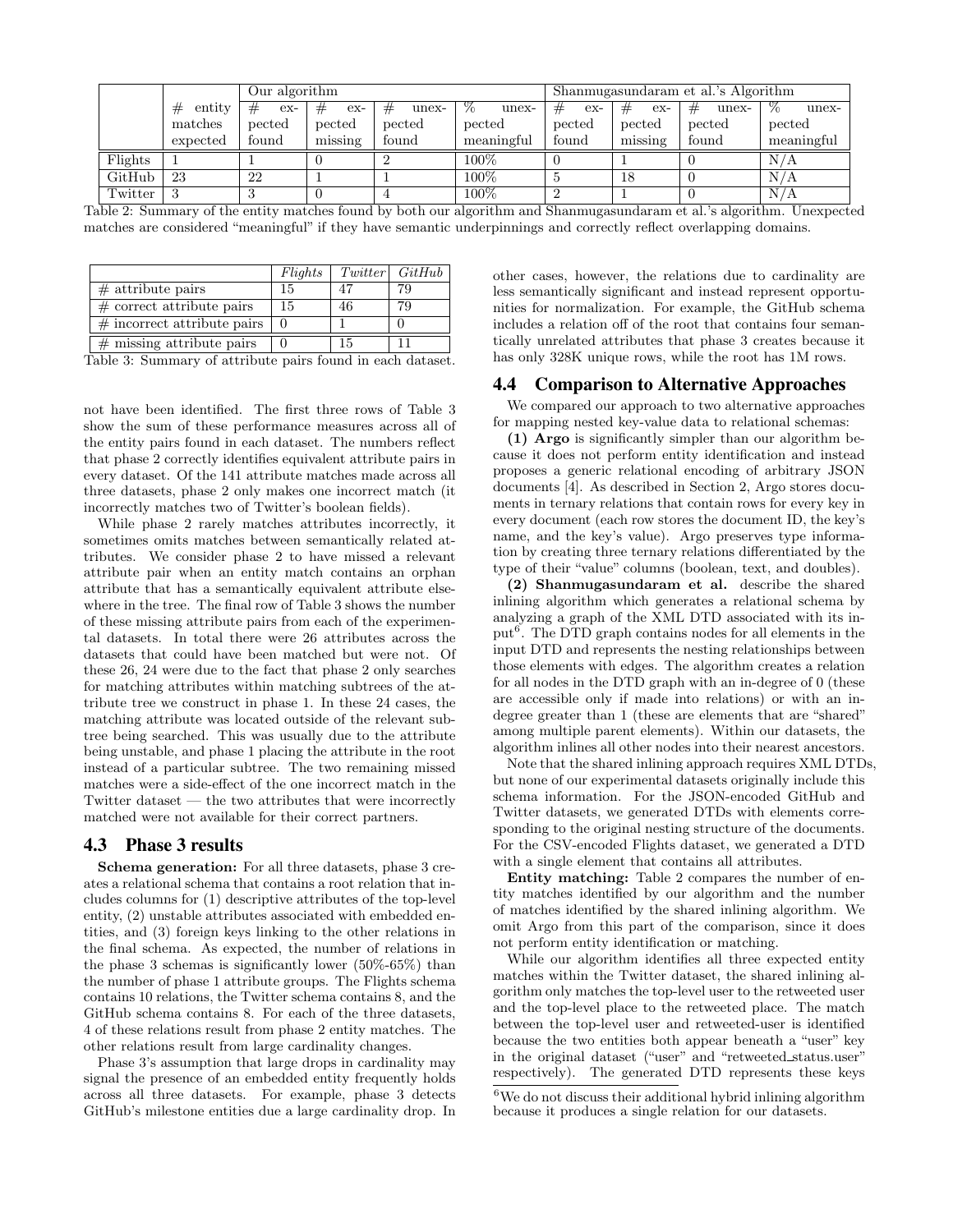| | # entity matches expected | Our algorithm | | | | Shanmugasundaram et al.'s Algorithm | | | |
|---|---|---|---|---|---|---|---|---|---|
| | | # expected found | # expected missing | # unexpected found | % unexpected meaningful | # expected found | # expected missing | # unexpected found | % unexpected meaningful |
| Flights | 1 | 1 | 0 | 2 | 100% | 0 | 1 | 0 | N/A |
| GitHub | 23 | 22 | 1 | 1 | 100% | 5 | 18 | 0 | N/A |
| Twitter | 3 | 3 | 0 | 4 | 100% | 2 | 1 | 0 | N/A |

Table 2: Summary of the entity matches found by both our algorithm and Shanmugasundaram et al.'s algorithm. Unexpected matches are considered "meaningful" if they have semantic underpinnings and correctly reflect overlapping domains.

| | *Flights* | *Twitter* | *GitHub* |
|---|---|---|---|
| # attribute pairs | 15 | 47 | 79 |
| # correct attribute pairs | 15 | 46 | 79 |
| # incorrect attribute pairs | 0 | 1 | 0 |
| # missing attribute pairs | 0 | 15 | 11 |

Table 3: Summary of attribute pairs found in each dataset.

not have been identified. The first three rows of Table 3 show the sum of these performance measures across all of the entity pairs found in each dataset. The numbers reflect that phase 2 correctly identifies equivalent attribute pairs in every dataset. Of the 141 attribute matches made across all three datasets, phase 2 only makes one incorrect match (it incorrectly matches two of Twitter's boolean fields).

While phase 2 rarely matches attributes incorrectly, it sometimes omits matches between semantically related attributes. We consider phase 2 to have missed a relevant attribute pair when an entity match contains an orphan attribute that has a semantically equivalent attribute elsewhere in the tree. The final row of Table 3 shows the number of these missing attribute pairs from each of the experimental datasets. In total there were 26 attributes across the datasets that could have been matched but were not. Of these 26, 24 were due to the fact that phase 2 only searches for matching attributes within matching subtrees of the attribute tree we construct in phase 1. In these 24 cases, the matching attribute was located outside of the relevant subtree being searched. This was usually due to the attribute being unstable, and phase 1 placing the attribute in the root instead of a particular subtree. The two remaining missed matches were a side-effect of the one incorrect match in the Twitter dataset — the two attributes that were incorrectly matched were not available for their correct partners.

## 4.3 Phase 3 results

**Schema generation:** For all three datasets, phase 3 creates a relational schema that contains a root relation that includes columns for (1) descriptive attributes of the top-level entity, (2) unstable attributes associated with embedded entities, and (3) foreign keys linking to the other relations in the final schema. As expected, the number of relations in the phase 3 schemas is significantly lower (50%-65%) than the number of phase 1 attribute groups. The Flights schema contains 10 relations, the Twitter schema contains 8, and the GitHub schema contains 8. For each of the three datasets, 4 of these relations result from phase 2 entity matches. The other relations result from large cardinality changes.

Phase 3's assumption that large drops in cardinality may signal the presence of an embedded entity frequently holds across all three datasets. For example, phase 3 detects GitHub's milestone entities due a large cardinality drop. In other cases, however, the relations due to cardinality are less semantically significant and instead represent opportunities for normalization. For example, the GitHub schema includes a relation off of the root that contains four semantically unrelated attributes that phase 3 creates because it has only 328K unique rows, while the root has 1M rows.

## 4.4 Comparison to Alternative Approaches

We compared our approach to two alternative approaches for mapping nested key-value data to relational schemas:

**(1) Argo** is significantly simpler than our algorithm because it does not perform entity identification and instead proposes a generic relational encoding of arbitrary JSON documents [4]. As described in Section 2, Argo stores documents in ternary relations that contain rows for every key in every document (each row stores the document ID, the key's name, and the key's value). Argo preserves type information by creating three ternary relations differentiated by the type of their "value" columns (boolean, text, and doubles).

**(2) Shanmugasundaram et al.** describe the shared inlining algorithm which generates a relational schema by analyzing a graph of the XML DTD associated with its input[6]. The DTD graph contains nodes for all elements in the input DTD and represents the nesting relationships between those elements with edges. The algorithm creates a relation for all nodes in the DTD graph with an in-degree of 0 (these are accessible only if made into relations) or with an in-degree greater than 1 (these are elements that are "shared" among multiple parent elements). Within our datasets, the algorithm inlines all other nodes into their nearest ancestors.

Note that the shared inlining approach requires XML DTDs, but none of our experimental datasets originally include this schema information. For the JSON-encoded GitHub and Twitter datasets, we generated DTDs with elements corresponding to the original nesting structure of the documents. For the CSV-encoded Flights dataset, we generated a DTD with a single element that contains all attributes.

**Entity matching:** Table 2 compares the number of entity matches identified by our algorithm and the number of matches identified by the shared inlining algorithm. We omit Argo from this part of the comparison, since it does not perform entity identification or matching.

While our algorithm identifies all three expected entity matches within the Twitter dataset, the shared inlining algorithm only matches the top-level user to the retweeted user and the top-level place to the retweeted place. The match between the top-level user and retweeted-user is identified because the two entities both appear beneath a "user" key in the original dataset ("user" and "retweeted_status.user" respectively). The generated DTD represents these keys

[6] We do not discuss their additional hybrid inlining algorithm because it produces a single relation for our datasets.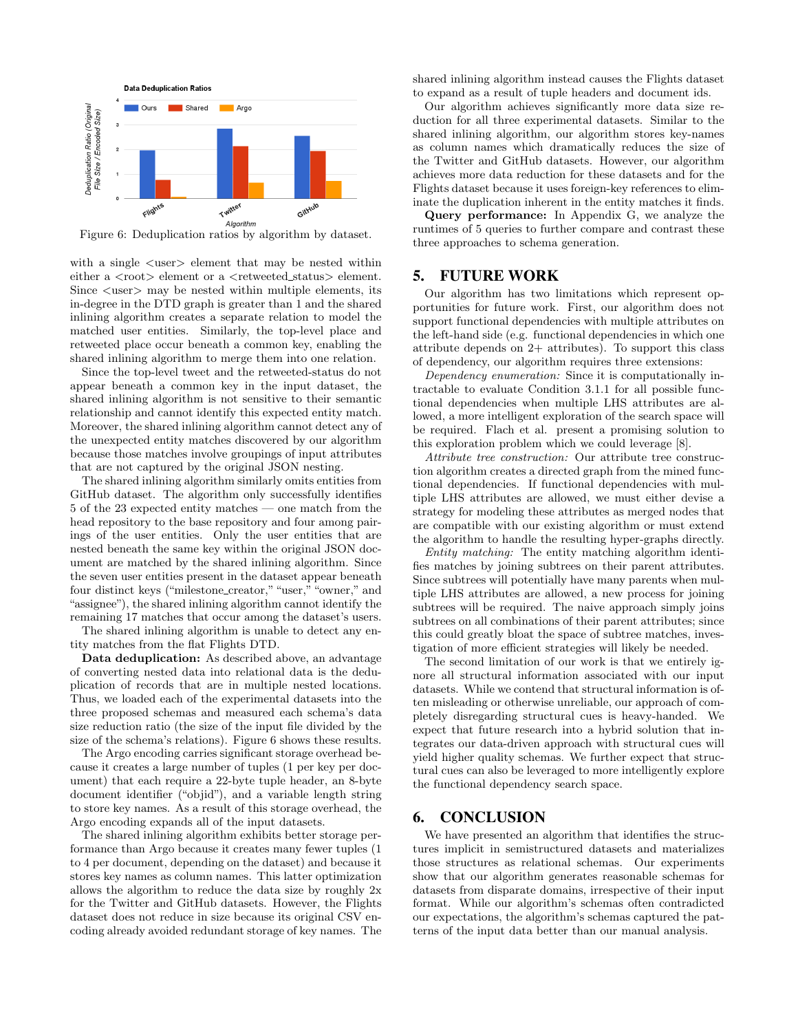Figure 6: Deduplication ratios by algorithm by dataset.

with a single <user> element that may be nested within either a <root> element or a <retweeted_status> element. Since <user> may be nested within multiple elements, its in-degree in the DTD graph is greater than 1 and the shared inlining algorithm creates a separate relation to model the matched user entities. Similarly, the top-level place and retweeted place occur beneath a common key, enabling the shared inlining algorithm to merge them into one relation.

Since the top-level tweet and the retweeted-status do not appear beneath a common key in the input dataset, the shared inlining algorithm is not sensitive to their semantic relationship and cannot identify this expected entity match. Moreover, the shared inlining algorithm cannot detect any of the unexpected entity matches discovered by our algorithm because those matches involve groupings of input attributes that are not captured by the original JSON nesting.

The shared inlining algorithm similarly omits entities from GitHub dataset. The algorithm only successfully identifies 5 of the 23 expected entity matches — one match from the head repository to the base repository and four among pairings of the user entities. Only the user entities that are nested beneath the same key within the original JSON document are matched by the shared inlining algorithm. Since the seven user entities present in the dataset appear beneath four distinct keys ("milestone_creator," "user," "owner," and "assignee"), the shared inlining algorithm cannot identify the remaining 17 matches that occur among the dataset's users.

The shared inlining algorithm is unable to detect any entity matches from the flat Flights DTD.

**Data deduplication:** As described above, an advantage of converting nested data into relational data is the deduplication of records that are in multiple nested locations. Thus, we loaded each of the experimental datasets into the three proposed schemas and measured each schema's data size reduction ratio (the size of the input file divided by the size of the schema's relations). Figure 6 shows these results.

The Argo encoding carries significant storage overhead because it creates a large number of tuples (1 per key per document) that each require a 22-byte tuple header, an 8-byte document identifier ("objid"), and a variable length string to store key names. As a result of this storage overhead, the Argo encoding expands all of the input datasets.

The shared inlining algorithm exhibits better storage performance than Argo because it creates many fewer tuples (1 to 4 per document, depending on the dataset) and because it stores key names as column names. This latter optimization allows the algorithm to reduce the data size by roughly 2x for the Twitter and GitHub datasets. However, the Flights dataset does not reduce in size because its original CSV encoding already avoided redundant storage of key names. The shared inlining algorithm instead causes the Flights dataset to expand as a result of tuple headers and document ids.

Our algorithm achieves significantly more data size reduction for all three experimental datasets. Similar to the shared inlining algorithm, our algorithm stores key-names as column names which dramatically reduces the size of the Twitter and GitHub datasets. However, our algorithm achieves more data reduction for these datasets and for the Flights dataset because it uses foreign-key references to eliminate the duplication inherent in the entity matches it finds.

**Query performance:** In Appendix G, we analyze the runtimes of 5 queries to further compare and contrast these three approaches to schema generation.

## 5. FUTURE WORK

Our algorithm has two limitations which represent opportunities for future work. First, our algorithm does not support functional dependencies with multiple attributes on the left-hand side (e.g. functional dependencies in which one attribute depends on 2+ attributes). To support this class of dependency, our algorithm requires three extensions:

*Dependency enumeration:* Since it is computationally intractable to evaluate Condition 3.1.1 for all possible functional dependencies when multiple LHS attributes are allowed, a more intelligent exploration of the search space will be required. Flach et al. present a promising solution to this exploration problem which we could leverage [8].

*Attribute tree construction:* Our attribute tree construction algorithm creates a directed graph from the mined functional dependencies. If functional dependencies with multiple LHS attributes are allowed, we must either devise a strategy for modeling these attributes as merged nodes that are compatible with our existing algorithm or must extend the algorithm to handle the resulting hyper-graphs directly.

*Entity matching:* The entity matching algorithm identifies matches by joining subtrees on their parent attributes. Since subtrees will potentially have many parents when multiple LHS attributes are allowed, a new process for joining subtrees will be required. The naive approach simply joins subtrees on all combinations of their parent attributes; since this could greatly bloat the space of subtree matches, investigation of more efficient strategies will likely be needed.

The second limitation of our work is that we entirely ignore all structural information associated with our input datasets. While we contend that structural information is often misleading or otherwise unreliable, our approach of completely disregarding structural cues is heavy-handed. We expect that future research into a hybrid solution that integrates our data-driven approach with structural cues will yield higher quality schemas. We further expect that structural cues can also be leveraged to more intelligently explore the functional dependency search space.

## 6. CONCLUSION

We have presented an algorithm that identifies the structures implicit in semistructured datasets and materializes those structures as relational schemas. Our experiments show that our algorithm generates reasonable schemas for datasets from disparate domains, irrespective of their input format. While our algorithm's schemas often contradicted our expectations, the algorithm's schemas captured the patterns of the input data better than our manual analysis.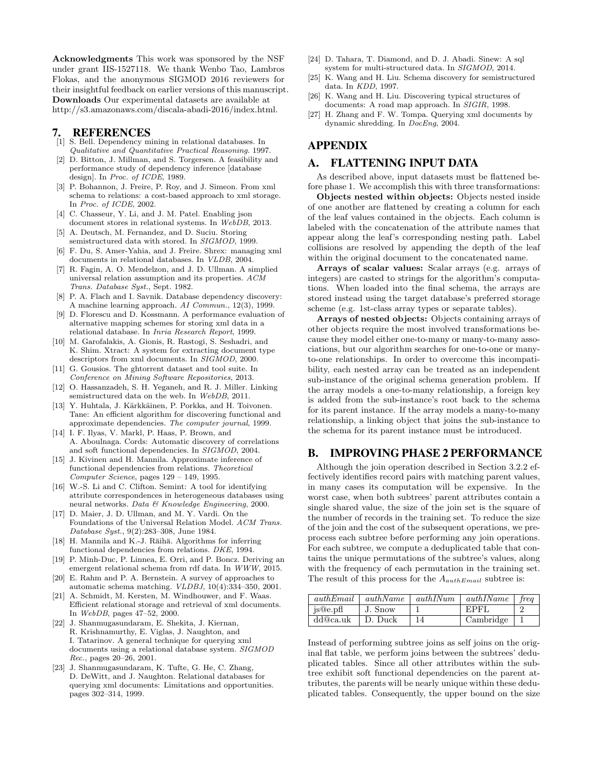**Acknowledgments** This work was sponsored by the NSF under grant IIS-1527118. We thank Wenbo Tao, Lambros Flokas, and the anonymous SIGMOD 2016 reviewers for their insightful feedback on earlier versions of this manuscript. **Downloads** Our experimental datasets are available at http://s3.amazonaws.com/discala-abadi-2016/index.html.

## 7. REFERENCES

[1] S. Bell. Dependency mining in relational databases. In *Qualitative and Quantitative Practical Reasoning*. 1997.

[2] D. Bitton, J. Millman, and S. Torgersen. A feasibility and performance study of dependency inference [database design]. In *Proc. of ICDE*, 1989.

[3] P. Bohannon, J. Freire, P. Roy, and J. Simeon. From xml schema to relations: a cost-based approach to xml storage. In *Proc. of ICDE*, 2002.

[4] C. Chasseur, Y. Li, and J. M. Patel. Enabling json document stores in relational systems. In *WebDB*, 2013.

[5] A. Deutsch, M. Fernandez, and D. Suciu. Storing semistructured data with stored. In *SIGMOD*, 1999.

[6] F. Du, S. Amer-Yahia, and J. Freire. Shrex: managing xml documents in relational databases. In *VLDB*, 2004.

[7] R. Fagin, A. O. Mendelzon, and J. D. Ullman. A simplied universal relation assumption and its properties. *ACM Trans. Database Syst.*, Sept. 1982.

[8] P. A. Flach and I. Savnik. Database dependency discovery: A machine learning approach. *AI Commun.*, 12(3), 1999.

[9] D. Florescu and D. Kossmann. A performance evaluation of alternative mapping schemes for storing xml data in a relational database. In *Inria Research Report*, 1999.

[10] M. Garofalakis, A. Gionis, R. Rastogi, S. Seshadri, and K. Shim. Xtract: A system for extracting document type descriptors from xml documents. In *SIGMOD*, 2000.

[11] G. Gousios. The ghtorrent dataset and tool suite. In *Conference on Mining Software Repositories*, 2013.

[12] O. Hassanzadeh, S. H. Yeganeh, and R. J. Miller. Linking semistructured data on the web. In *WebDB*, 2011.

[13] Y. Huhtala, J. Kärkkäinen, P. Porkka, and H. Toivonen. Tane: An efficient algorithm for discovering functional and approximate dependencies. *The computer journal*, 1999.

[14] I. F. Ilyas, V. Markl, P. Haas, P. Brown, and A. Aboulnaga. Cords: Automatic discovery of correlations and soft functional dependencies. In *SIGMOD*, 2004.

[15] J. Kivinen and H. Mannila. Approximate inference of functional dependencies from relations. *Theoretical Computer Science*, pages 129 – 149, 1995.

[16] W.-S. Li and C. Clifton. Semint: A tool for identifying attribute correspondences in heterogeneous databases using neural networks. *Data & Knowledge Engineering*, 2000.

[17] D. Maier, J. D. Ullman, and M. Y. Vardi. On the Foundations of the Universal Relation Model. *ACM Trans. Database Syst.*, 9(2):283–308, June 1984.

[18] H. Mannila and K.-J. Räihä. Algorithms for inferring functional dependencies from relations. *DKE*, 1994.

[19] P. Minh-Duc, P. Linnea, E. Orri, and P. Boncz. Deriving an emergent relational schema from rdf data. In *WWW*, 2015.

[20] E. Rahm and P. A. Bernstein. A survey of approaches to automatic schema matching. *VLDBJ*, 10(4):334–350, 2001.

[21] A. Schmidt, M. Kersten, M. Windhouwer, and F. Waas. Efficient relational storage and retrieval of xml documents. In *WebDB*, pages 47–52, 2000.

[22] J. Shanmugasundaram, E. Shekita, J. Kiernan, R. Krishnamurthy, E. Viglas, J. Naughton, and I. Tatarinov. A general technique for querying xml documents using a relational database system. *SIGMOD Rec.*, pages 20–26, 2001.

[23] J. Shanmugasundaram, K. Tufte, G. He, C. Zhang, D. DeWitt, and J. Naughton. Relational databases for querying xml documents: Limitations and opportunities. pages 302–314, 1999.

[24] D. Tahara, T. Diamond, and D. J. Abadi. Sinew: A sql system for multi-structured data. In *SIGMOD*, 2014.

[25] K. Wang and H. Liu. Schema discovery for semistructured data. In *KDD*, 1997.

[26] K. Wang and H. Liu. Discovering typical structures of documents: A road map approach. In *SIGIR*, 1998.

[27] H. Zhang and F. W. Tompa. Querying xml documents by dynamic shredding. In *DocEng*, 2004.

# APPENDIX

## A. FLATTENING INPUT DATA

As described above, input datasets must be flattened before phase 1. We accomplish this with three transformations:

**Objects nested within objects:** Objects nested inside of one another are flattened by creating a column for each of the leaf values contained in the objects. Each column is labeled with the concatenation of the attribute names that appear along the leaf's corresponding nesting path. Label collisions are resolved by appending the depth of the leaf within the original document to the concatenated name.

**Arrays of scalar values:** Scalar arrays (e.g. arrays of integers) are casted to strings for the algorithm's computations. When loaded into the final schema, the arrays are stored instead using the target database's preferred storage scheme (e.g. 1st-class array types or separate tables).

**Arrays of nested objects:** Objects containing arrays of other objects require the most involved transformations because they model either one-to-many or many-to-many associations, but our algorithm searches for one-to-one or many-to-one relationships. In order to overcome this incompatibility, each nested array can be treated as an independent sub-instance of the original schema generation problem. If the array models a one-to-many relationship, a foreign key is added from the sub-instance's root back to the schema for its parent instance. If the array models a many-to-many relationship, a linking object that joins the sub-instance to the schema for its parent instance must be introduced.

## B. IMPROVING PHASE 2 PERFORMANCE

Although the join operation described in Section 3.2.2 effectively identifies record pairs with matching parent values, in many cases its computation will be expensive. In the worst case, when both subtrees' parent attributes contain a single shared value, the size of the join set is the square of the number of records in the training set. To reduce the size of the join and the cost of the subsequent operations, we preprocess each subtree before performing any join operations. For each subtree, we compute a deduplicated table that contains the unique permutations of the subtree's values, along with the frequency of each permutation in the training set. The result of this process for the $A_{authEmail}$ subtree is:

| *authEmail* | *authName* | *authINum* | *authIName* | *freq* |
|---|---|---|---|---|
| js@e.pfl | J. Snow | 1 | EPFL | 2 |
| dd@ca.uk | D. Duck | 14 | Cambridge | 1 |

Instead of performing subtree joins as self joins on the original flat table, we perform joins between the subtrees' deduplicated tables. Since all other attributes within the subtree exhibit soft functional dependencies on the parent attributes, the parents will be nearly unique within these deduplicated tables. Consequently, the upper bound on the size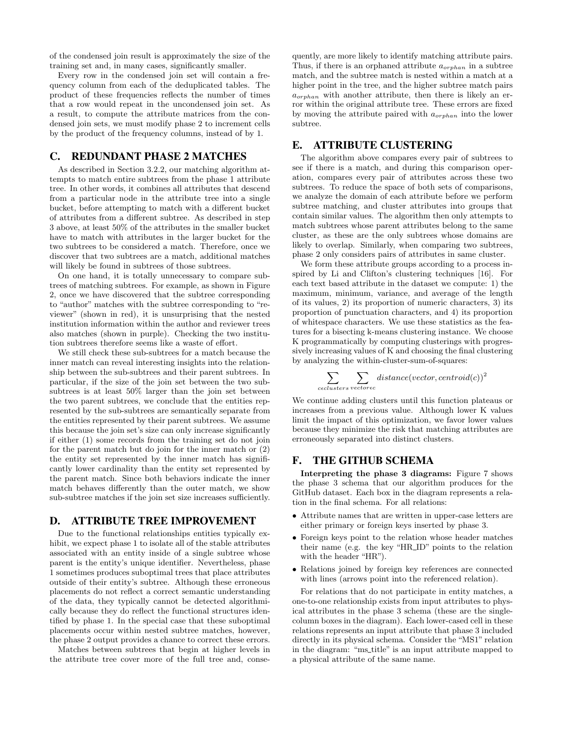of the condensed join result is approximately the size of the training set and, in many cases, significantly smaller.

Every row in the condensed join set will contain a frequency column from each of the deduplicated tables. The product of these frequencies reflects the number of times that a row would repeat in the uncondensed join set. As a result, to compute the attribute matrices from the condensed join sets, we must modify phase 2 to increment cells by the product of the frequency columns, instead of by 1.

## C. REDUNDANT PHASE 2 MATCHES

As described in Section 3.2.2, our matching algorithm attempts to match entire subtrees from the phase 1 attribute tree. In other words, it combines all attributes that descend from a particular node in the attribute tree into a single bucket, before attempting to match with a different bucket of attributes from a different subtree. As described in step 3 above, at least 50% of the attributes in the smaller bucket have to match with attributes in the larger bucket for the two subtrees to be considered a match. Therefore, once we discover that two subtrees are a match, additional matches will likely be found in subtrees of those subtrees.

On one hand, it is totally unnecessary to compare subtrees of matching subtrees. For example, as shown in Figure 2, once we have discovered that the subtree corresponding to "author" matches with the subtree corresponding to "reviewer" (shown in red), it is unsurprising that the nested institution information within the author and reviewer trees also matches (shown in purple). Checking the two institution subtrees therefore seems like a waste of effort.

We still check these sub-subtrees for a match because the inner match can reveal interesting insights into the relationship between the sub-subtrees and their parent subtrees. In particular, if the size of the join set between the two sub-subtrees is at least 50% larger than the join set between the two parent subtrees, we conclude that the entities represented by the sub-subtrees are semantically separate from the entities represented by their parent subtrees. We assume this because the join set's size can only increase significantly if either (1) some records from the training set do not join for the parent match but do join for the inner match or (2) the entity set represented by the inner match has significantly lower cardinality than the entity set represented by the parent match. Since both behaviors indicate the inner match behaves differently than the outer match, we show sub-subtree matches if the join set size increases sufficiently.

## D. ATTRIBUTE TREE IMPROVEMENT

Due to the functional relationships entities typically exhibit, we expect phase 1 to isolate all of the stable attributes associated with an entity inside of a single subtree whose parent is the entity's unique identifier. Nevertheless, phase 1 sometimes produces suboptimal trees that place attributes outside of their entity's subtree. Although these erroneous placements do not reflect a correct semantic understanding of the data, they typically cannot be detected algorithmically because they do reflect the functional structures identified by phase 1. In the special case that these suboptimal placements occur within nested subtree matches, however, the phase 2 output provides a chance to correct these errors.

Matches between subtrees that begin at higher levels in the attribute tree cover more of the full tree and, consequently, are more likely to identify matching attribute pairs. Thus, if there is an orphaned attribute $a_{orphan}$ in a subtree match, and the subtree match is nested within a match at a higher point in the tree, and the higher subtree match pairs $a_{orphan}$ with another attribute, then there is likely an error within the original attribute tree. These errors are fixed by moving the attribute paired with $a_{orphan}$ into the lower subtree.

## E. ATTRIBUTE CLUSTERING

The algorithm above compares every pair of subtrees to see if there is a match, and during this comparison operation, compares every pair of attributes across these two subtrees. To reduce the space of both sets of comparisons, we analyze the domain of each attribute before we perform subtree matching, and cluster attributes into groups that contain similar values. The algorithm then only attempts to match subtrees whose parent attributes belong to the same cluster, as these are the only subtrees whose domains are likely to overlap. Similarly, when comparing two subtrees, phase 2 only considers pairs of attributes in same cluster.

We form these attribute groups according to a process inspired by Li and Clifton's clustering techniques [16]. For each text based attribute in the dataset we compute: 1) the maximum, minimum, variance, and average of the length of its values, 2) its proportion of numeric characters, 3) its proportion of punctuation characters, and 4) its proportion of whitespace characters. We use these statistics as the features for a bisecting k-means clustering instance. We choose K programmatically by computing clusterings with progressively increasing values of K and choosing the final clustering by analyzing the within-cluster-sum-of-squares:

$$\sum_{c \epsilon clusters} \sum_{vector \epsilon c} distance(vector, centroid(c))^2$$

We continue adding clusters until this function plateaus or increases from a previous value. Although lower K values limit the impact of this optimization, we favor lower values because they minimize the risk that matching attributes are erroneously separated into distinct clusters.

## F. THE GITHUB SCHEMA

**Interpreting the phase 3 diagrams:** Figure 7 shows the phase 3 schema that our algorithm produces for the GitHub dataset. Each box in the diagram represents a relation in the final schema. For all relations:

- Attribute names that are written in upper-case letters are either primary or foreign keys inserted by phase 3.
- Foreign keys point to the relation whose header matches their name (e.g. the key "HR_ID" points to the relation with the header "HR").
- Relations joined by foreign key references are connected with lines (arrows point into the referenced relation).

For relations that do not participate in entity matches, a one-to-one relationship exists from input attributes to physical attributes in the phase 3 schema (these are the single-column boxes in the diagram). Each lower-cased cell in these relations represents an input attribute that phase 3 included directly in its physical schema. Consider the "MS1" relation in the diagram: "ms_title" is an input attribute mapped to a physical attribute of the same name.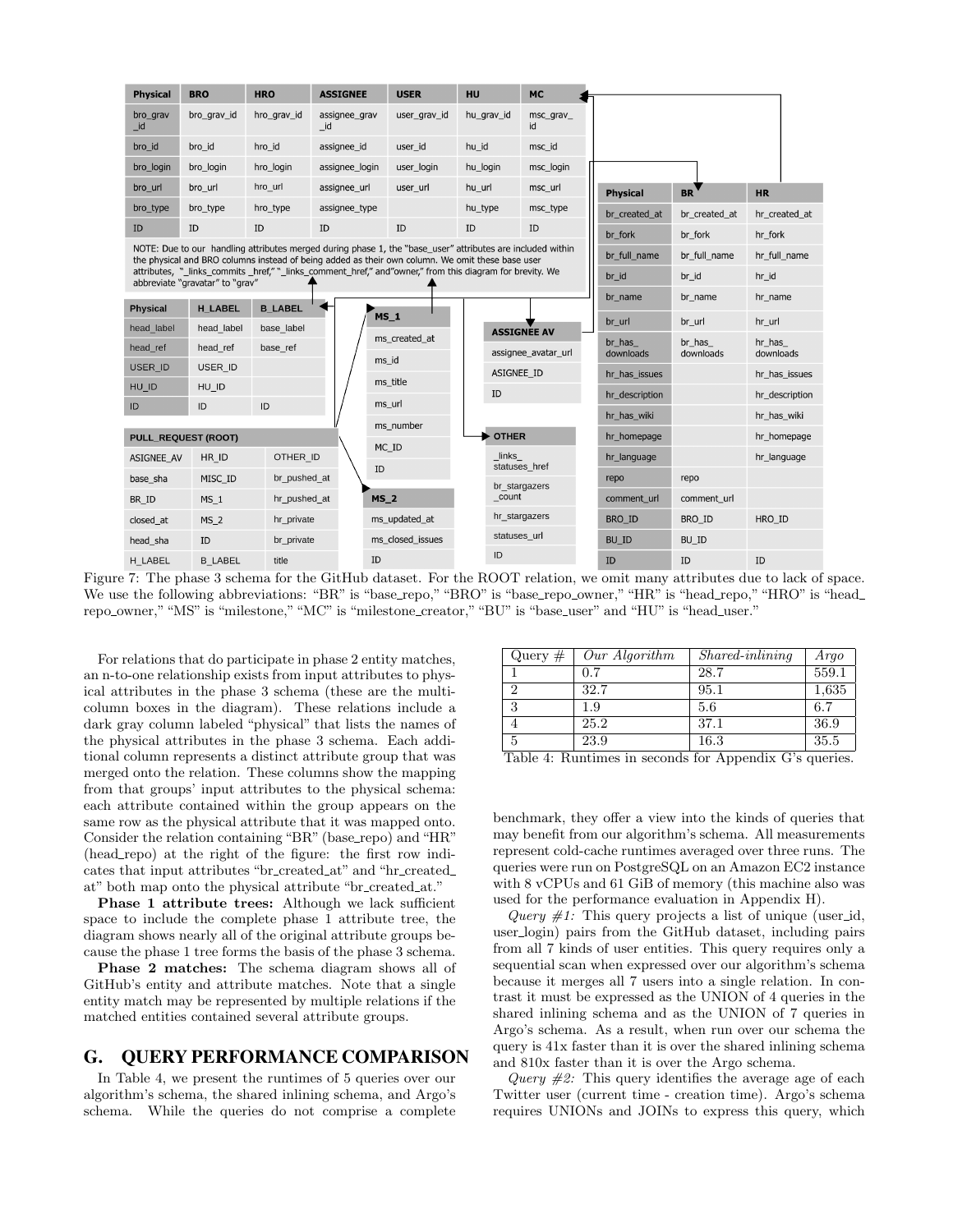**Physical | BRO | HRO | ASSIGNEE | USER | HU | MC**

| Physical | BRO | HRO | ASSIGNEE | USER | HU | MC |
|---|---|---|---|---|---|---|
| bro_grav_id | bro_grav_id | hro_grav_id | assignee_grav_id | user_grav_id | hu_grav_id | msc_grav_id |
| bro_id | bro_id | hro_id | assignee_id | user_id | hu_id | msc_id |
| bro_login | bro_login | hro_login | assignee_login | user_login | hu_login | msc_login |
| bro_url | bro_url | hro_url | assignee_url | user_url | hu_url | msc_url |
| bro_type | bro_type | hro_type | assignee_type | | hu_type | msc_type |
| ID | ID | ID | ID | ID | ID | ID |

NOTE: Due to our handling attributes merged during phase 1, the "base_user" attributes are included within the physical and BRO columns instead of being added as their own column. We omit these base user attributes, "_links_commits _href," "_links_comment_href," and"owner," from this diagram for brevity. We abbreviate "gravatar" to "grav"

| Physical | H_LABEL | B_LABEL |
|---|---|---|
| head_label | head_label | base_label |
| head_ref | head_ref | base_ref |
| USER_ID | USER_ID | |
| HU_ID | HU_ID | |
| ID | ID | ID |

| PULL_REQUEST (ROOT) | | |
|---|---|---|
| ASIGNEE_AV | HR_ID | OTHER_ID |
| base_sha | MISC_ID | br_pushed_at |
| BR_ID | MS_1 | hr_pushed_at |
| closed_at | MS_2 | hr_private |
| head_sha | ID | br_private |
| H_LABEL | B_LABEL | title |

| MS_1 |
|---|
| ms_created_at |
| ms_id |
| ms_title |
| ms_url |
| ms_number |
| MC_ID |
| ID |

| MS_2 |
|---|
| ms_updated_at |
| ms_closed_issues |
| ID |

| ASSIGNEE AV |
|---|
| assignee_avatar_url |
| ASIGNEE_ID |
| ID |

| OTHER |
|---|
| _links_statuses_href |
| br_stargazers_count |
| hr_stargazers |
| statuses_url |
| ID |

| Physical | BR | HR |
|---|---|---|
| br_created_at | br_created_at | hr_created_at |
| br_fork | br_fork | hr_fork |
| br_full_name | br_full_name | hr_full_name |
| br_id | br_id | hr_id |
| br_name | br_name | hr_name |
| br_url | br_url | hr_url |
| br_has_downloads | br_has_downloads | hr_has_downloads |
| hr_has_issues | | hr_has_issues |
| hr_description | | hr_description |
| hr_has_wiki | | hr_has_wiki |
| hr_homepage | | hr_homepage |
| hr_language | | hr_language |
| repo | repo | |
| comment_url | comment_url | |
| BRO_ID | BRO_ID | HRO_ID |
| BU_ID | BU_ID | |
| ID | ID | ID |

Figure 7: The phase 3 schema for the GitHub dataset. For the ROOT relation, we omit many attributes due to lack of space. We use the following abbreviations: "BR" is "base_repo," "BRO" is "base_repo_owner," "HR" is "head_repo," "HRO" is "head_repo_owner," "MS" is "milestone," "MC" is "milestone_creator," "BU" is "base_user" and "HU" is "head_user."

For relations that do participate in phase 2 entity matches, an n-to-one relationship exists from input attributes to physical attributes in the phase 3 schema (these are the multi-column boxes in the diagram). These relations include a dark gray column labeled "physical" that lists the names of the physical attributes in the phase 3 schema. Each additional column represents a distinct attribute group that was merged onto the relation. These columns show the mapping from that groups' input attributes to the physical schema: each attribute contained within the group appears on the same row as the physical attribute that it was mapped onto. Consider the relation containing "BR" (base_repo) and "HR" (head_repo) at the right of the figure: the first row indicates that input attributes "br_created_at" and "hr_created_at" both map onto the physical attribute "br_created_at."

**Phase 1 attribute trees:** Although we lack sufficient space to include the complete phase 1 attribute tree, the diagram shows nearly all of the original attribute groups because the phase 1 tree forms the basis of the phase 3 schema.

**Phase 2 matches:** The schema diagram shows all of GitHub's entity and attribute matches. Note that a single entity match may be represented by multiple relations if the matched entities contained several attribute groups.

## G. QUERY PERFORMANCE COMPARISON

In Table 4, we present the runtimes of 5 queries over our algorithm's schema, the shared inlining schema, and Argo's schema. While the queries do not comprise a complete benchmark, they offer a view into the kinds of queries that may benefit from our algorithm's schema. All measurements represent cold-cache runtimes averaged over three runs. The queries were run on PostgreSQL on an Amazon EC2 instance with 8 vCPUs and 61 GiB of memory (this machine also was used for the performance evaluation in Appendix H).

| Query # | *Our Algorithm* | *Shared-inlining* | *Argo* |
|---|---|---|---|
| 1 | 0.7 | 28.7 | 559.1 |
| 2 | 32.7 | 95.1 | 1,635 |
| 3 | 1.9 | 5.6 | 6.7 |
| 4 | 25.2 | 37.1 | 36.9 |
| 5 | 23.9 | 16.3 | 35.5 |

Table 4: Runtimes in seconds for Appendix G's queries.

*Query #1:* This query projects a list of unique (user_id, user_login) pairs from the GitHub dataset, including pairs from all 7 kinds of user entities. This query requires only a sequential scan when expressed over our algorithm's schema because it merges all 7 users into a single relation. In contrast it must be expressed as the UNION of 4 queries in the shared inlining schema and as the UNION of 7 queries in Argo's schema. As a result, when run over our schema the query is 41x faster than it is over the shared inlining schema and 810x faster than it is over the Argo schema.

*Query #2:* This query identifies the average age of each Twitter user (current time - creation time). Argo's schema requires UNIONs and JOINs to express this query, which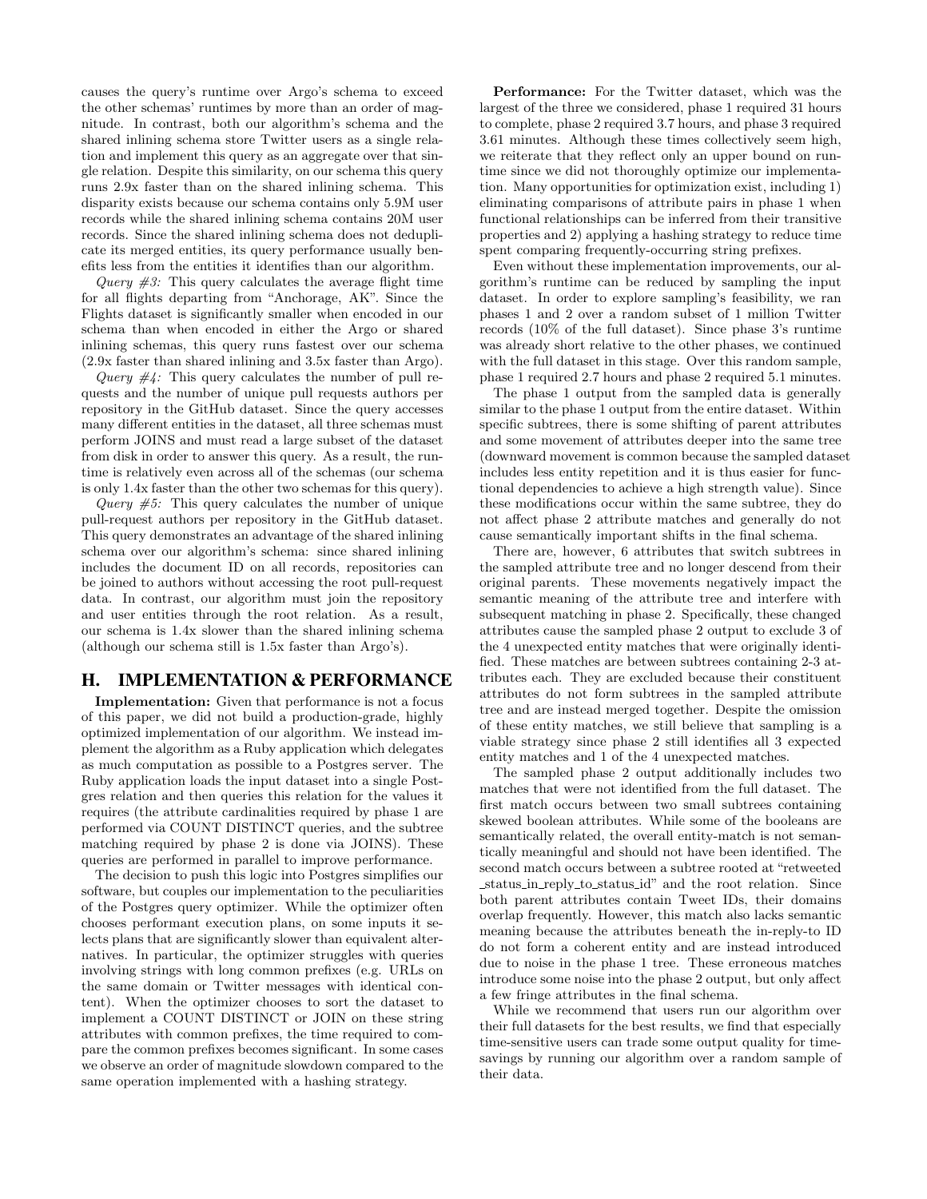causes the query's runtime over Argo's schema to exceed the other schemas' runtimes by more than an order of magnitude. In contrast, both our algorithm's schema and the shared inlining schema store Twitter users as a single relation and implement this query as an aggregate over that single relation. Despite this similarity, on our schema this query runs 2.9x faster than on the shared inlining schema. This disparity exists because our schema contains only 5.9M user records while the shared inlining schema contains 20M user records. Since the shared inlining schema does not deduplicate its merged entities, its query performance usually benefits less from the entities it identifies than our algorithm.

*Query #3:* This query calculates the average flight time for all flights departing from "Anchorage, AK". Since the Flights dataset is significantly smaller when encoded in our schema than when encoded in either the Argo or shared inlining schemas, this query runs fastest over our schema (2.9x faster than shared inlining and 3.5x faster than Argo).

*Query #4:* This query calculates the number of pull requests and the number of unique pull requests authors per repository in the GitHub dataset. Since the query accesses many different entities in the dataset, all three schemas must perform JOINS and must read a large subset of the dataset from disk in order to answer this query. As a result, the runtime is relatively even across all of the schemas (our schema is only 1.4x faster than the other two schemas for this query).

*Query #5:* This query calculates the number of unique pull-request authors per repository in the GitHub dataset. This query demonstrates an advantage of the shared inlining schema over our algorithm's schema: since shared inlining includes the document ID on all records, repositories can be joined to authors without accessing the root pull-request data. In contrast, our algorithm must join the repository and user entities through the root relation. As a result, our schema is 1.4x slower than the shared inlining schema (although our schema still is 1.5x faster than Argo's).

## H. IMPLEMENTATION & PERFORMANCE

**Implementation:** Given that performance is not a focus of this paper, we did not build a production-grade, highly optimized implementation of our algorithm. We instead implement the algorithm as a Ruby application which delegates as much computation as possible to a Postgres server. The Ruby application loads the input dataset into a single Postgres relation and then queries this relation for the values it requires (the attribute cardinalities required by phase 1 are performed via COUNT DISTINCT queries, and the subtree matching required by phase 2 is done via JOINS). These queries are performed in parallel to improve performance.

The decision to push this logic into Postgres simplifies our software, but couples our implementation to the peculiarities of the Postgres query optimizer. While the optimizer often chooses performant execution plans, on some inputs it selects plans that are significantly slower than equivalent alternatives. In particular, the optimizer struggles with queries involving strings with long common prefixes (e.g. URLs on the same domain or Twitter messages with identical content). When the optimizer chooses to sort the dataset to implement a COUNT DISTINCT or JOIN on these string attributes with common prefixes, the time required to compare the common prefixes becomes significant. In some cases we observe an order of magnitude slowdown compared to the same operation implemented with a hashing strategy.

**Performance:** For the Twitter dataset, which was the largest of the three we considered, phase 1 required 31 hours to complete, phase 2 required 3.7 hours, and phase 3 required 3.61 minutes. Although these times collectively seem high, we reiterate that they reflect only an upper bound on runtime since we did not thoroughly optimize our implementation. Many opportunities for optimization exist, including 1) eliminating comparisons of attribute pairs in phase 1 when functional relationships can be inferred from their transitive properties and 2) applying a hashing strategy to reduce time spent comparing frequently-occurring string prefixes.

Even without these implementation improvements, our algorithm's runtime can be reduced by sampling the input dataset. In order to explore sampling's feasibility, we ran phases 1 and 2 over a random subset of 1 million Twitter records (10% of the full dataset). Since phase 3's runtime was already short relative to the other phases, we continued with the full dataset in this stage. Over this random sample, phase 1 required 2.7 hours and phase 2 required 5.1 minutes.

The phase 1 output from the sampled data is generally similar to the phase 1 output from the entire dataset. Within specific subtrees, there is some shifting of parent attributes and some movement of attributes deeper into the same tree (downward movement is common because the sampled dataset includes less entity repetition and it is thus easier for functional dependencies to achieve a high strength value). Since these modifications occur within the same subtree, they do not affect phase 2 attribute matches and generally do not cause semantically important shifts in the final schema.

There are, however, 6 attributes that switch subtrees in the sampled attribute tree and no longer descend from their original parents. These movements negatively impact the semantic meaning of the attribute tree and interfere with subsequent matching in phase 2. Specifically, these changed attributes cause the sampled phase 2 output to exclude 3 of the 4 unexpected entity matches that were originally identified. These matches are between subtrees containing 2-3 attributes each. They are excluded because their constituent attributes do not form subtrees in the sampled attribute tree and are instead merged together. Despite the omission of these entity matches, we still believe that sampling is a viable strategy since phase 2 still identifies all 3 expected entity matches and 1 of the 4 unexpected matches.

The sampled phase 2 output additionally includes two matches that were not identified from the full dataset. The first match occurs between two small subtrees containing skewed boolean attributes. While some of the booleans are semantically related, the overall entity-match is not semantically meaningful and should not have been identified. The second match occurs between a subtree rooted at "retweeted_status_in_reply_to_status_id" and the root relation. Since both parent attributes contain Tweet IDs, their domains overlap frequently. However, this match also lacks semantic meaning because the attributes beneath the in-reply-to ID do not form a coherent entity and are instead introduced due to noise in the phase 1 tree. These erroneous matches introduce some noise into the phase 2 output, but only affect a few fringe attributes in the final schema.

While we recommend that users run our algorithm over their full datasets for the best results, we find that especially time-sensitive users can trade some output quality for time-savings by running our algorithm over a random sample of their data.